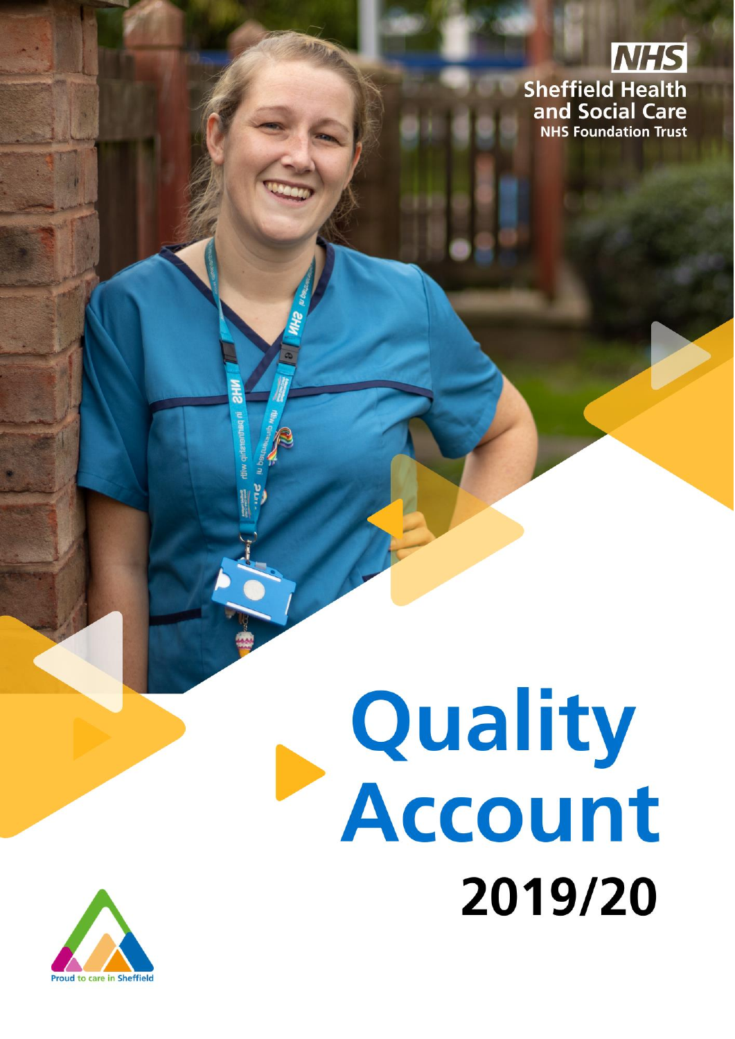NHS

Sheffield Health and Social Care

NHS Foundation Trust

# Quality Account

## 2019/20

Proud to care in Sheffield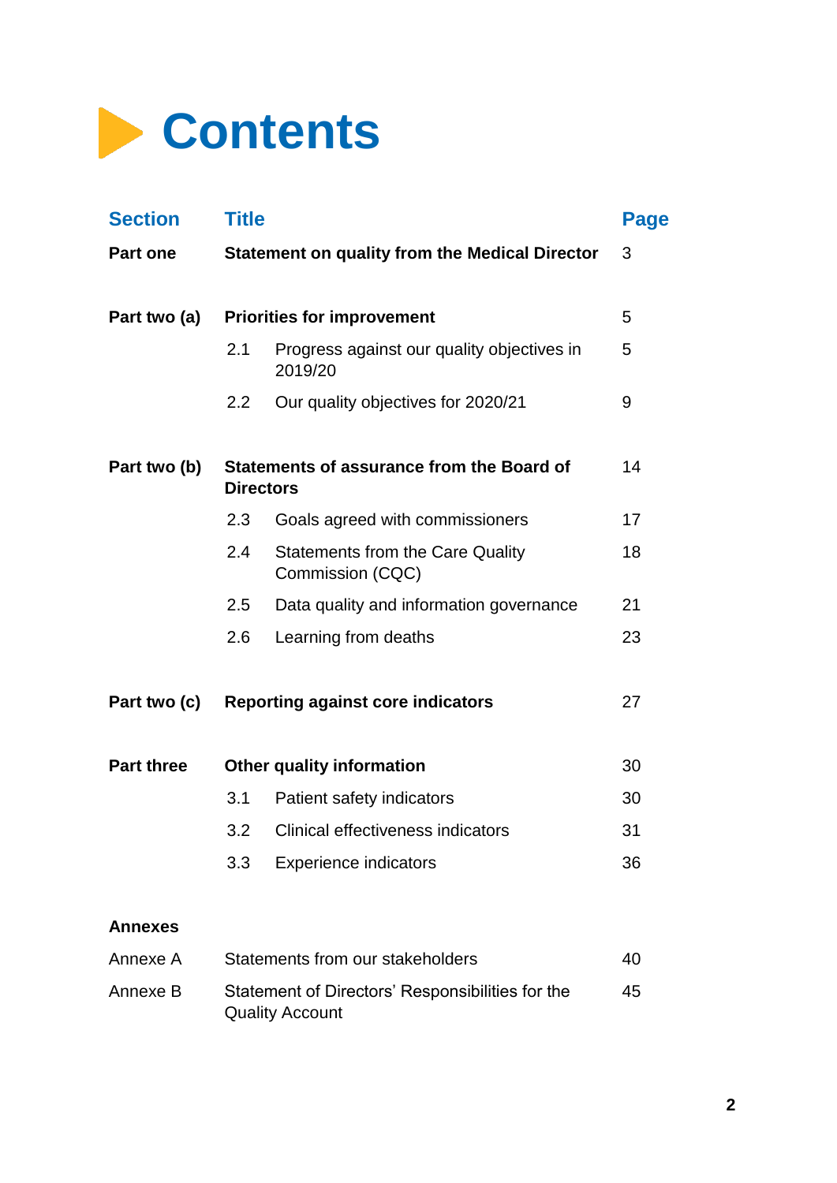# Contents

| Section | Title | | Page |
|---|---|---|---|
| **Part one** | **Statement on quality from the Medical Director** | | 3 |
| **Part two (a)** | **Priorities for improvement** | | 5 |
| | 2.1 | Progress against our quality objectives in 2019/20 | 5 |
| | 2.2 | Our quality objectives for 2020/21 | 9 |
| **Part two (b)** | **Statements of assurance from the Board of Directors** | | 14 |
| | 2.3 | Goals agreed with commissioners | 17 |
| | 2.4 | Statements from the Care Quality Commission (CQC) | 18 |
| | 2.5 | Data quality and information governance | 21 |
| | 2.6 | Learning from deaths | 23 |
| **Part two (c)** | **Reporting against core indicators** | | 27 |
| **Part three** | **Other quality information** | | 30 |
| | 3.1 | Patient safety indicators | 30 |
| | 3.2 | Clinical effectiveness indicators | 31 |
| | 3.3 | Experience indicators | 36 |
| **Annexes** | | | |
| Annexe A | Statements from our stakeholders | | 40 |
| Annexe B | Statement of Directors' Responsibilities for the Quality Account | | 45 |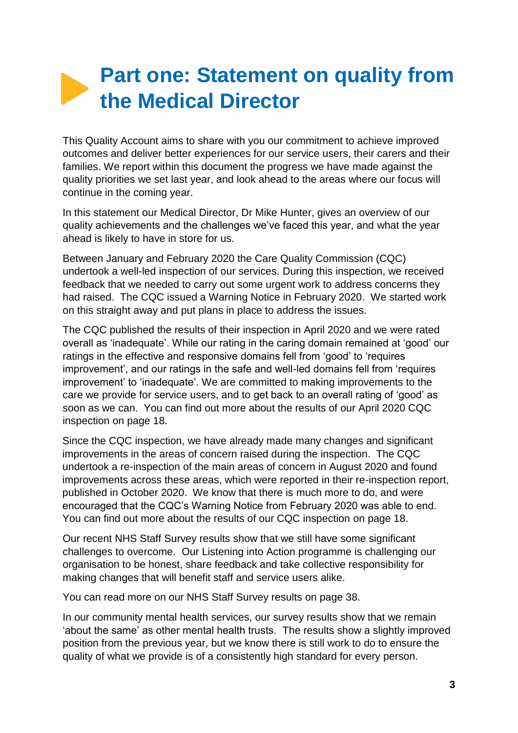# Part one: Statement on quality from the Medical Director

This Quality Account aims to share with you our commitment to achieve improved outcomes and deliver better experiences for our service users, their carers and their families. We report within this document the progress we have made against the quality priorities we set last year, and look ahead to the areas where our focus will continue in the coming year.

In this statement our Medical Director, Dr Mike Hunter, gives an overview of our quality achievements and the challenges we've faced this year, and what the year ahead is likely to have in store for us.

Between January and February 2020 the Care Quality Commission (CQC) undertook a well-led inspection of our services. During this inspection, we received feedback that we needed to carry out some urgent work to address concerns they had raised. The CQC issued a Warning Notice in February 2020. We started work on this straight away and put plans in place to address the issues.

The CQC published the results of their inspection in April 2020 and we were rated overall as 'inadequate'. While our rating in the caring domain remained at 'good' our ratings in the effective and responsive domains fell from 'good' to 'requires improvement', and our ratings in the safe and well-led domains fell from 'requires improvement' to 'inadequate'. We are committed to making improvements to the care we provide for service users, and to get back to an overall rating of 'good' as soon as we can. You can find out more about the results of our April 2020 CQC inspection on page 18.

Since the CQC inspection, we have already made many changes and significant improvements in the areas of concern raised during the inspection. The CQC undertook a re-inspection of the main areas of concern in August 2020 and found improvements across these areas, which were reported in their re-inspection report, published in October 2020. We know that there is much more to do, and were encouraged that the CQC's Warning Notice from February 2020 was able to end. You can find out more about the results of our CQC inspection on page 18.

Our recent NHS Staff Survey results show that we still have some significant challenges to overcome. Our Listening into Action programme is challenging our organisation to be honest, share feedback and take collective responsibility for making changes that will benefit staff and service users alike.

You can read more on our NHS Staff Survey results on page 38.

In our community mental health services, our survey results show that we remain 'about the same' as other mental health trusts. The results show a slightly improved position from the previous year, but we know there is still work to do to ensure the quality of what we provide is of a consistently high standard for every person.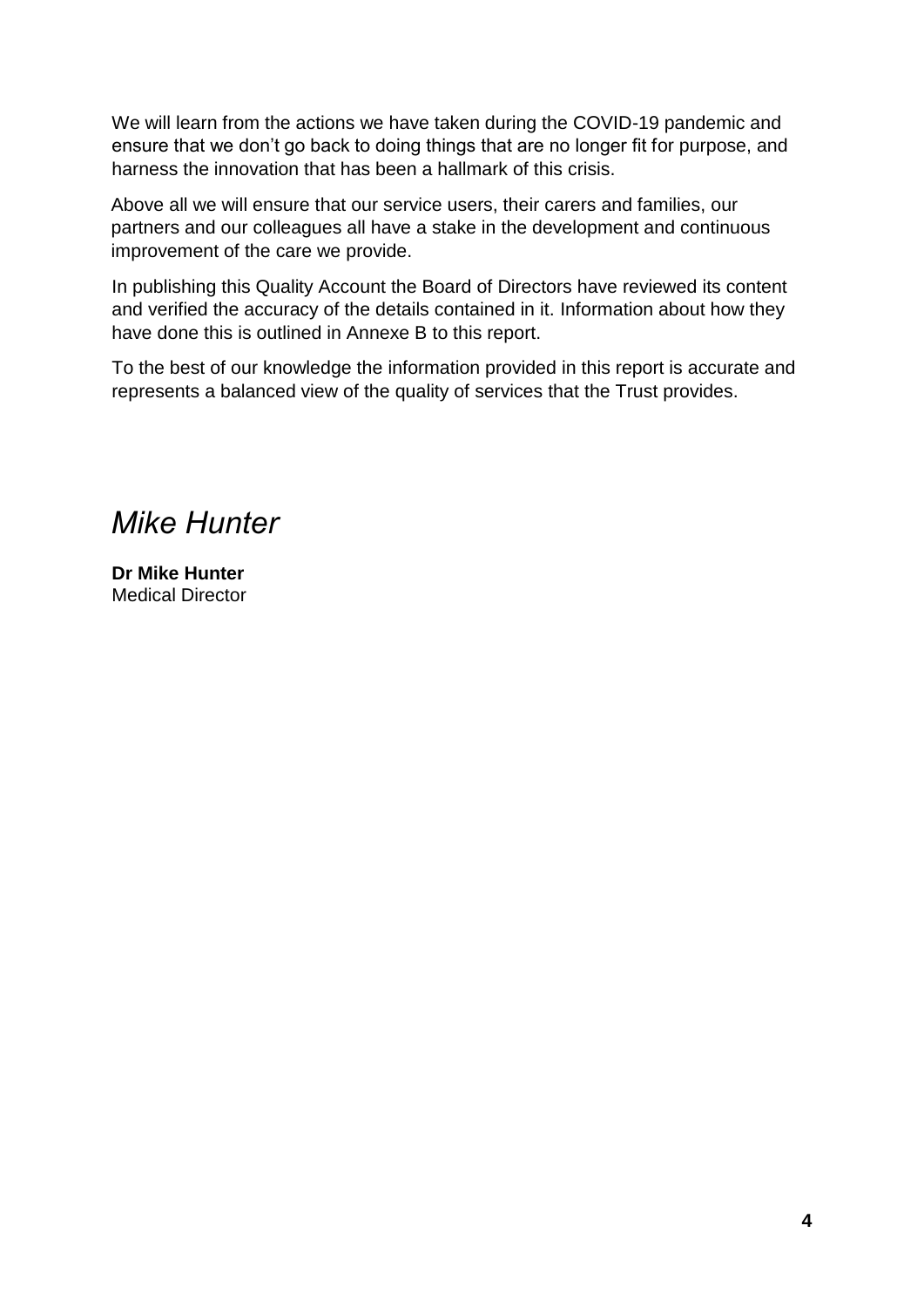We will learn from the actions we have taken during the COVID-19 pandemic and ensure that we don't go back to doing things that are no longer fit for purpose, and harness the innovation that has been a hallmark of this crisis.

Above all we will ensure that our service users, their carers and families, our partners and our colleagues all have a stake in the development and continuous improvement of the care we provide.

In publishing this Quality Account the Board of Directors have reviewed its content and verified the accuracy of the details contained in it. Information about how they have done this is outlined in Annexe B to this report.

To the best of our knowledge the information provided in this report is accurate and represents a balanced view of the quality of services that the Trust provides.

*Mike Hunter*

**Dr Mike Hunter**
Medical Director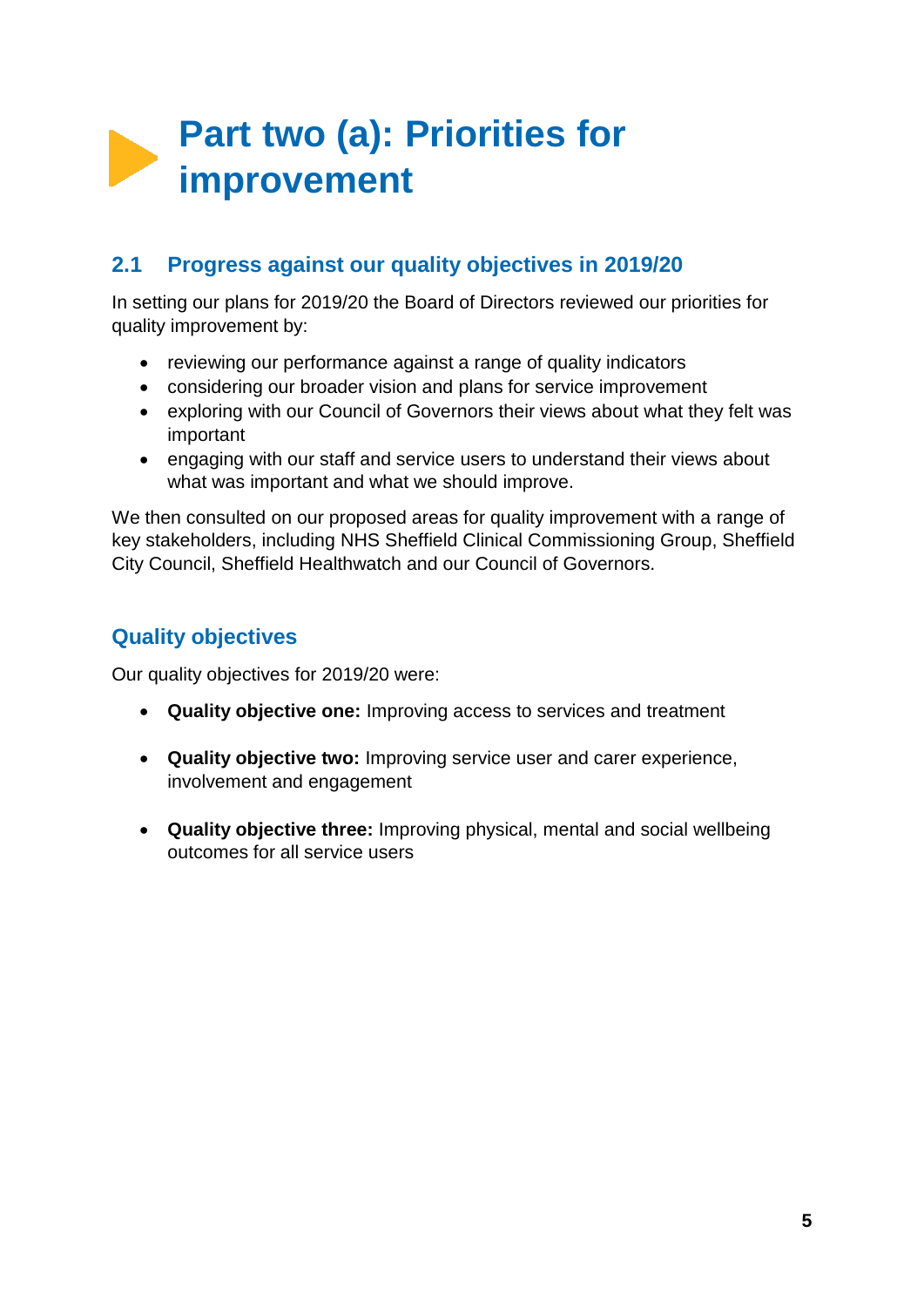# Part two (a): Priorities for improvement

## 2.1 Progress against our quality objectives in 2019/20

In setting our plans for 2019/20 the Board of Directors reviewed our priorities for quality improvement by:

- reviewing our performance against a range of quality indicators
- considering our broader vision and plans for service improvement
- exploring with our Council of Governors their views about what they felt was important
- engaging with our staff and service users to understand their views about what was important and what we should improve.

We then consulted on our proposed areas for quality improvement with a range of key stakeholders, including NHS Sheffield Clinical Commissioning Group, Sheffield City Council, Sheffield Healthwatch and our Council of Governors.

### Quality objectives

Our quality objectives for 2019/20 were:

- **Quality objective one:** Improving access to services and treatment
- **Quality objective two:** Improving service user and carer experience, involvement and engagement
- **Quality objective three:** Improving physical, mental and social wellbeing outcomes for all service users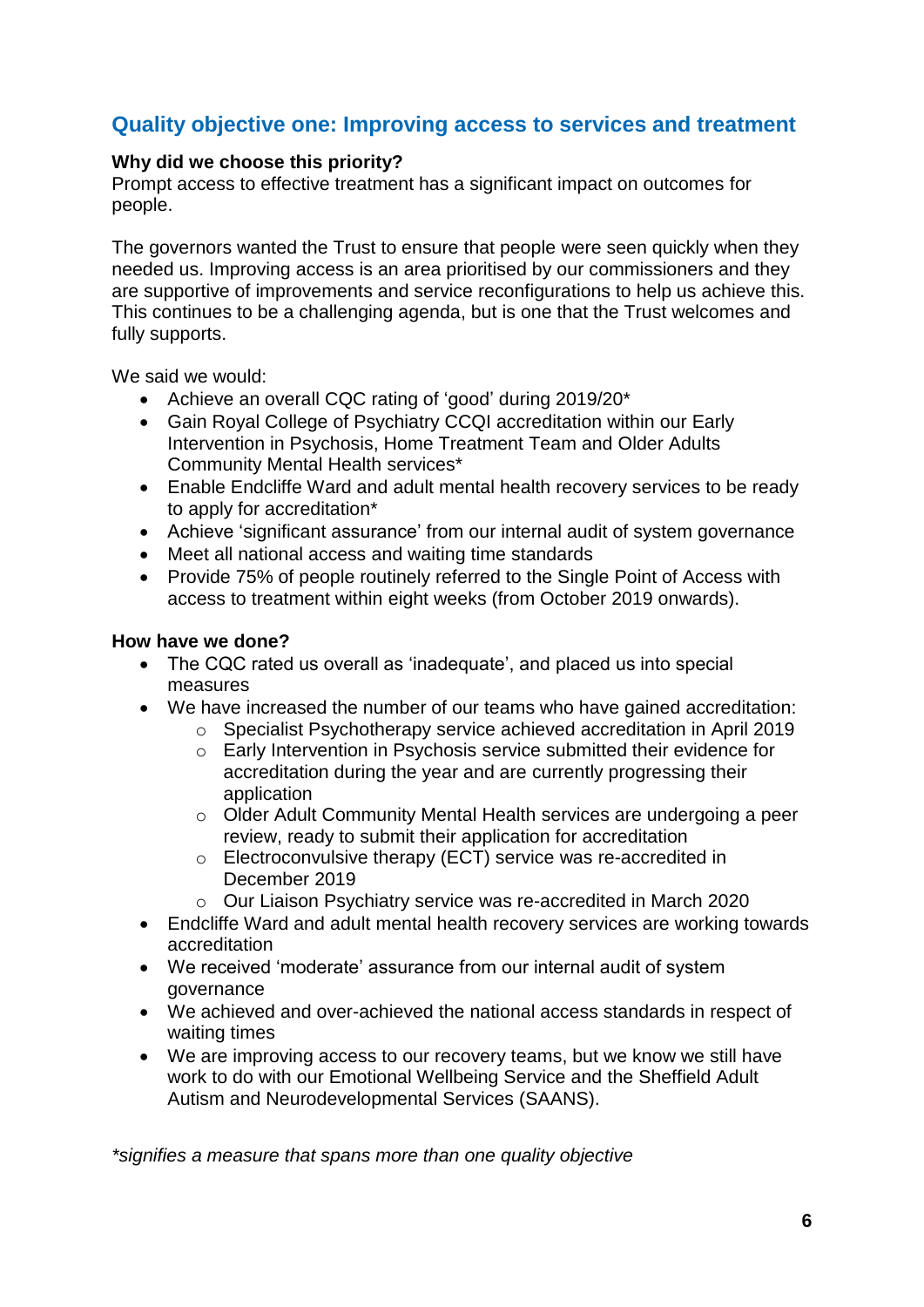## Quality objective one: Improving access to services and treatment

**Why did we choose this priority?**
Prompt access to effective treatment has a significant impact on outcomes for people.

The governors wanted the Trust to ensure that people were seen quickly when they needed us. Improving access is an area prioritised by our commissioners and they are supportive of improvements and service reconfigurations to help us achieve this. This continues to be a challenging agenda, but is one that the Trust welcomes and fully supports.

We said we would:

- Achieve an overall CQC rating of 'good' during 2019/20*
- Gain Royal College of Psychiatry CCQI accreditation within our Early Intervention in Psychosis, Home Treatment Team and Older Adults Community Mental Health services*
- Enable Endcliffe Ward and adult mental health recovery services to be ready to apply for accreditation*
- Achieve 'significant assurance' from our internal audit of system governance
- Meet all national access and waiting time standards
- Provide 75% of people routinely referred to the Single Point of Access with access to treatment within eight weeks (from October 2019 onwards).

**How have we done?**

- The CQC rated us overall as 'inadequate', and placed us into special measures
- We have increased the number of our teams who have gained accreditation:
  - Specialist Psychotherapy service achieved accreditation in April 2019
  - Early Intervention in Psychosis service submitted their evidence for accreditation during the year and are currently progressing their application
  - Older Adult Community Mental Health services are undergoing a peer review, ready to submit their application for accreditation
  - Electroconvulsive therapy (ECT) service was re-accredited in December 2019
  - Our Liaison Psychiatry service was re-accredited in March 2020
- Endcliffe Ward and adult mental health recovery services are working towards accreditation
- We received 'moderate' assurance from our internal audit of system governance
- We achieved and over-achieved the national access standards in respect of waiting times
- We are improving access to our recovery teams, but we know we still have work to do with our Emotional Wellbeing Service and the Sheffield Adult Autism and Neurodevelopmental Services (SAANS).

*\*signifies a measure that spans more than one quality objective*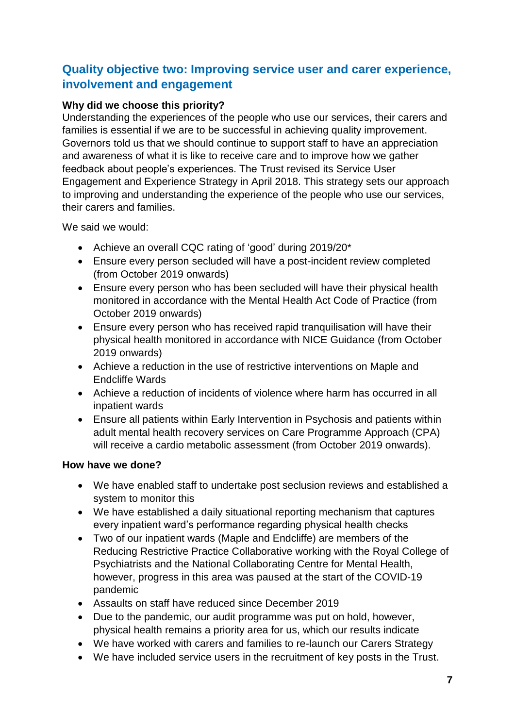## Quality objective two: Improving service user and carer experience, involvement and engagement

**Why did we choose this priority?**

Understanding the experiences of the people who use our services, their carers and families is essential if we are to be successful in achieving quality improvement. Governors told us that we should continue to support staff to have an appreciation and awareness of what it is like to receive care and to improve how we gather feedback about people's experiences. The Trust revised its Service User Engagement and Experience Strategy in April 2018. This strategy sets our approach to improving and understanding the experience of the people who use our services, their carers and families.

We said we would:

- Achieve an overall CQC rating of 'good' during 2019/20*
- Ensure every person secluded will have a post-incident review completed (from October 2019 onwards)
- Ensure every person who has been secluded will have their physical health monitored in accordance with the Mental Health Act Code of Practice (from October 2019 onwards)
- Ensure every person who has received rapid tranquilisation will have their physical health monitored in accordance with NICE Guidance (from October 2019 onwards)
- Achieve a reduction in the use of restrictive interventions on Maple and Endcliffe Wards
- Achieve a reduction of incidents of violence where harm has occurred in all inpatient wards
- Ensure all patients within Early Intervention in Psychosis and patients within adult mental health recovery services on Care Programme Approach (CPA) will receive a cardio metabolic assessment (from October 2019 onwards).

**How have we done?**

- We have enabled staff to undertake post seclusion reviews and established a system to monitor this
- We have established a daily situational reporting mechanism that captures every inpatient ward's performance regarding physical health checks
- Two of our inpatient wards (Maple and Endcliffe) are members of the Reducing Restrictive Practice Collaborative working with the Royal College of Psychiatrists and the National Collaborating Centre for Mental Health, however, progress in this area was paused at the start of the COVID-19 pandemic
- Assaults on staff have reduced since December 2019
- Due to the pandemic, our audit programme was put on hold, however, physical health remains a priority area for us, which our results indicate
- We have worked with carers and families to re-launch our Carers Strategy
- We have included service users in the recruitment of key posts in the Trust.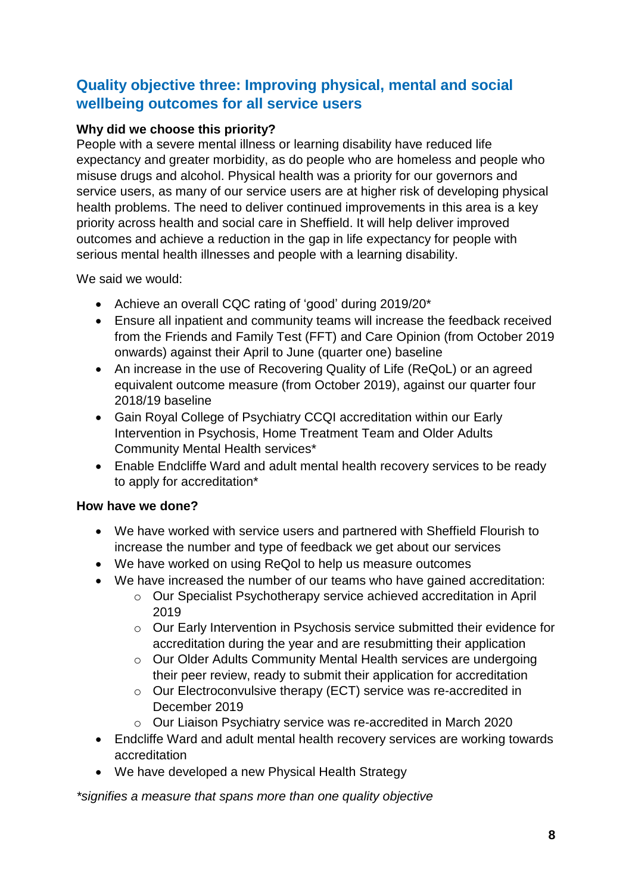## Quality objective three: Improving physical, mental and social wellbeing outcomes for all service users

**Why did we choose this priority?**

People with a severe mental illness or learning disability have reduced life expectancy and greater morbidity, as do people who are homeless and people who misuse drugs and alcohol. Physical health was a priority for our governors and service users, as many of our service users are at higher risk of developing physical health problems. The need to deliver continued improvements in this area is a key priority across health and social care in Sheffield. It will help deliver improved outcomes and achieve a reduction in the gap in life expectancy for people with serious mental health illnesses and people with a learning disability.

We said we would:

- Achieve an overall CQC rating of 'good' during 2019/20*
- Ensure all inpatient and community teams will increase the feedback received from the Friends and Family Test (FFT) and Care Opinion (from October 2019 onwards) against their April to June (quarter one) baseline
- An increase in the use of Recovering Quality of Life (ReQoL) or an agreed equivalent outcome measure (from October 2019), against our quarter four 2018/19 baseline
- Gain Royal College of Psychiatry CCQI accreditation within our Early Intervention in Psychosis, Home Treatment Team and Older Adults Community Mental Health services*
- Enable Endcliffe Ward and adult mental health recovery services to be ready to apply for accreditation*

**How have we done?**

- We have worked with service users and partnered with Sheffield Flourish to increase the number and type of feedback we get about our services
- We have worked on using ReQol to help us measure outcomes
- We have increased the number of our teams who have gained accreditation:
  - Our Specialist Psychotherapy service achieved accreditation in April 2019
  - Our Early Intervention in Psychosis service submitted their evidence for accreditation during the year and are resubmitting their application
  - Our Older Adults Community Mental Health services are undergoing their peer review, ready to submit their application for accreditation
  - Our Electroconvulsive therapy (ECT) service was re-accredited in December 2019
  - Our Liaison Psychiatry service was re-accredited in March 2020
- Endcliffe Ward and adult mental health recovery services are working towards accreditation
- We have developed a new Physical Health Strategy

*\*signifies a measure that spans more than one quality objective*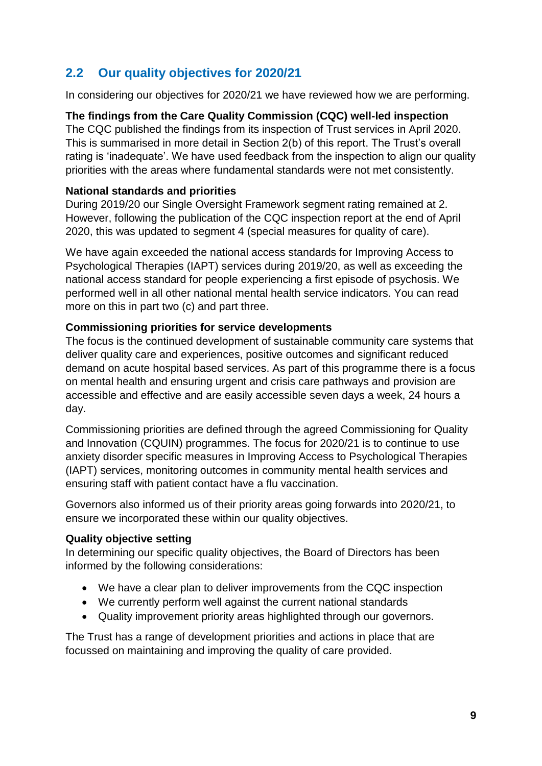## 2.2 Our quality objectives for 2020/21

In considering our objectives for 2020/21 we have reviewed how we are performing.

**The findings from the Care Quality Commission (CQC) well-led inspection**
The CQC published the findings from its inspection of Trust services in April 2020. This is summarised in more detail in Section 2(b) of this report. The Trust's overall rating is 'inadequate'. We have used feedback from the inspection to align our quality priorities with the areas where fundamental standards were not met consistently.

**National standards and priorities**
During 2019/20 our Single Oversight Framework segment rating remained at 2. However, following the publication of the CQC inspection report at the end of April 2020, this was updated to segment 4 (special measures for quality of care).

We have again exceeded the national access standards for Improving Access to Psychological Therapies (IAPT) services during 2019/20, as well as exceeding the national access standard for people experiencing a first episode of psychosis. We performed well in all other national mental health service indicators. You can read more on this in part two (c) and part three.

**Commissioning priorities for service developments**
The focus is the continued development of sustainable community care systems that deliver quality care and experiences, positive outcomes and significant reduced demand on acute hospital based services. As part of this programme there is a focus on mental health and ensuring urgent and crisis care pathways and provision are accessible and effective and are easily accessible seven days a week, 24 hours a day.

Commissioning priorities are defined through the agreed Commissioning for Quality and Innovation (CQUIN) programmes. The focus for 2020/21 is to continue to use anxiety disorder specific measures in Improving Access to Psychological Therapies (IAPT) services, monitoring outcomes in community mental health services and ensuring staff with patient contact have a flu vaccination.

Governors also informed us of their priority areas going forwards into 2020/21, to ensure we incorporated these within our quality objectives.

**Quality objective setting**
In determining our specific quality objectives, the Board of Directors has been informed by the following considerations:

- We have a clear plan to deliver improvements from the CQC inspection
- We currently perform well against the current national standards
- Quality improvement priority areas highlighted through our governors.

The Trust has a range of development priorities and actions in place that are focussed on maintaining and improving the quality of care provided.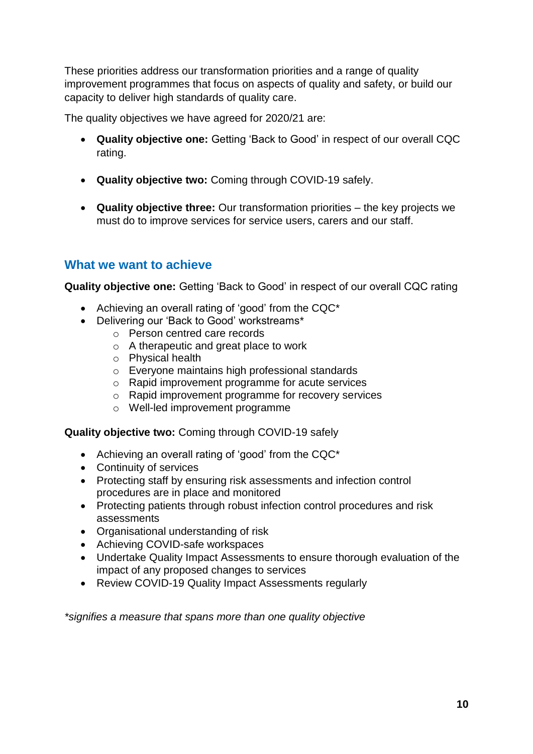These priorities address our transformation priorities and a range of quality improvement programmes that focus on aspects of quality and safety, or build our capacity to deliver high standards of quality care.

The quality objectives we have agreed for 2020/21 are:

- **Quality objective one:** Getting 'Back to Good' in respect of our overall CQC rating.
- **Quality objective two:** Coming through COVID-19 safely.
- **Quality objective three:** Our transformation priorities – the key projects we must do to improve services for service users, carers and our staff.

## What we want to achieve

**Quality objective one:** Getting 'Back to Good' in respect of our overall CQC rating

- Achieving an overall rating of 'good' from the CQC*
- Delivering our 'Back to Good' workstreams*
  - Person centred care records
  - A therapeutic and great place to work
  - Physical health
  - Everyone maintains high professional standards
  - Rapid improvement programme for acute services
  - Rapid improvement programme for recovery services
  - Well-led improvement programme

**Quality objective two:** Coming through COVID-19 safely

- Achieving an overall rating of 'good' from the CQC*
- Continuity of services
- Protecting staff by ensuring risk assessments and infection control procedures are in place and monitored
- Protecting patients through robust infection control procedures and risk assessments
- Organisational understanding of risk
- Achieving COVID-safe workspaces
- Undertake Quality Impact Assessments to ensure thorough evaluation of the impact of any proposed changes to services
- Review COVID-19 Quality Impact Assessments regularly

*\*signifies a measure that spans more than one quality objective*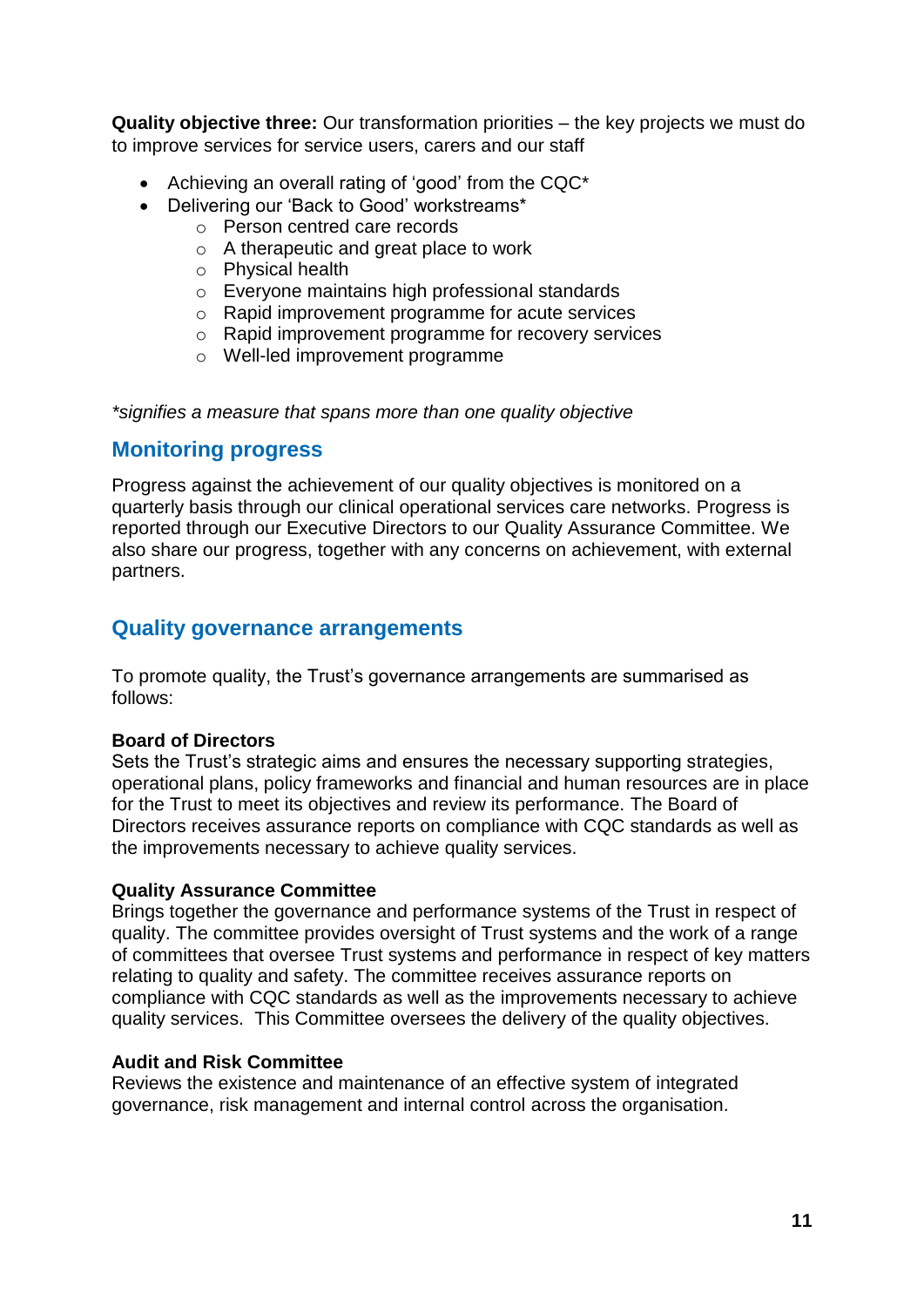**Quality objective three:** Our transformation priorities – the key projects we must do to improve services for service users, carers and our staff

- Achieving an overall rating of 'good' from the CQC*
- Delivering our 'Back to Good' workstreams*
  - Person centred care records
  - A therapeutic and great place to work
  - Physical health
  - Everyone maintains high professional standards
  - Rapid improvement programme for acute services
  - Rapid improvement programme for recovery services
  - Well-led improvement programme

*\*signifies a measure that spans more than one quality objective*

## Monitoring progress

Progress against the achievement of our quality objectives is monitored on a quarterly basis through our clinical operational services care networks. Progress is reported through our Executive Directors to our Quality Assurance Committee. We also share our progress, together with any concerns on achievement, with external partners.

## Quality governance arrangements

To promote quality, the Trust's governance arrangements are summarised as follows:

**Board of Directors**
Sets the Trust's strategic aims and ensures the necessary supporting strategies, operational plans, policy frameworks and financial and human resources are in place for the Trust to meet its objectives and review its performance. The Board of Directors receives assurance reports on compliance with CQC standards as well as the improvements necessary to achieve quality services.

**Quality Assurance Committee**
Brings together the governance and performance systems of the Trust in respect of quality. The committee provides oversight of Trust systems and the work of a range of committees that oversee Trust systems and performance in respect of key matters relating to quality and safety. The committee receives assurance reports on compliance with CQC standards as well as the improvements necessary to achieve quality services. This Committee oversees the delivery of the quality objectives.

**Audit and Risk Committee**
Reviews the existence and maintenance of an effective system of integrated governance, risk management and internal control across the organisation.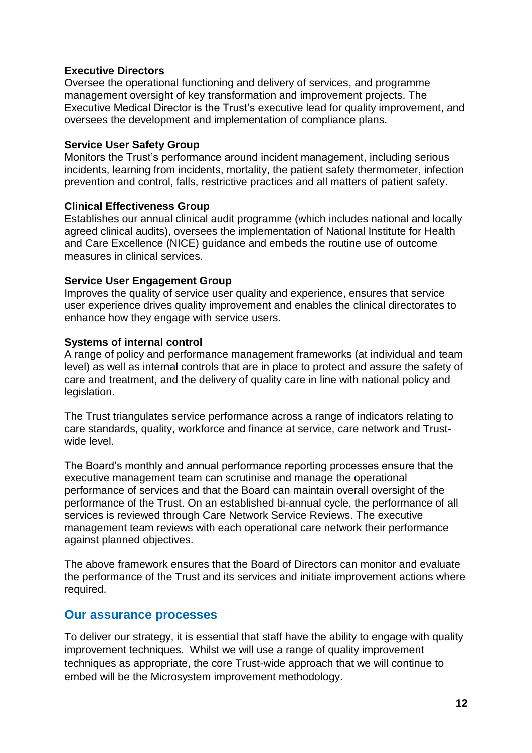**Executive Directors**
Oversee the operational functioning and delivery of services, and programme management oversight of key transformation and improvement projects. The Executive Medical Director is the Trust's executive lead for quality improvement, and oversees the development and implementation of compliance plans.

**Service User Safety Group**
Monitors the Trust's performance around incident management, including serious incidents, learning from incidents, mortality, the patient safety thermometer, infection prevention and control, falls, restrictive practices and all matters of patient safety.

**Clinical Effectiveness Group**
Establishes our annual clinical audit programme (which includes national and locally agreed clinical audits), oversees the implementation of National Institute for Health and Care Excellence (NICE) guidance and embeds the routine use of outcome measures in clinical services.

**Service User Engagement Group**
Improves the quality of service user quality and experience, ensures that service user experience drives quality improvement and enables the clinical directorates to enhance how they engage with service users.

**Systems of internal control**
A range of policy and performance management frameworks (at individual and team level) as well as internal controls that are in place to protect and assure the safety of care and treatment, and the delivery of quality care in line with national policy and legislation.

The Trust triangulates service performance across a range of indicators relating to care standards, quality, workforce and finance at service, care network and Trust-wide level.

The Board's monthly and annual performance reporting processes ensure that the executive management team can scrutinise and manage the operational performance of services and that the Board can maintain overall oversight of the performance of the Trust. On an established bi-annual cycle, the performance of all services is reviewed through Care Network Service Reviews. The executive management team reviews with each operational care network their performance against planned objectives.

The above framework ensures that the Board of Directors can monitor and evaluate the performance of the Trust and its services and initiate improvement actions where required.

## Our assurance processes

To deliver our strategy, it is essential that staff have the ability to engage with quality improvement techniques. Whilst we will use a range of quality improvement techniques as appropriate, the core Trust-wide approach that we will continue to embed will be the Microsystem improvement methodology.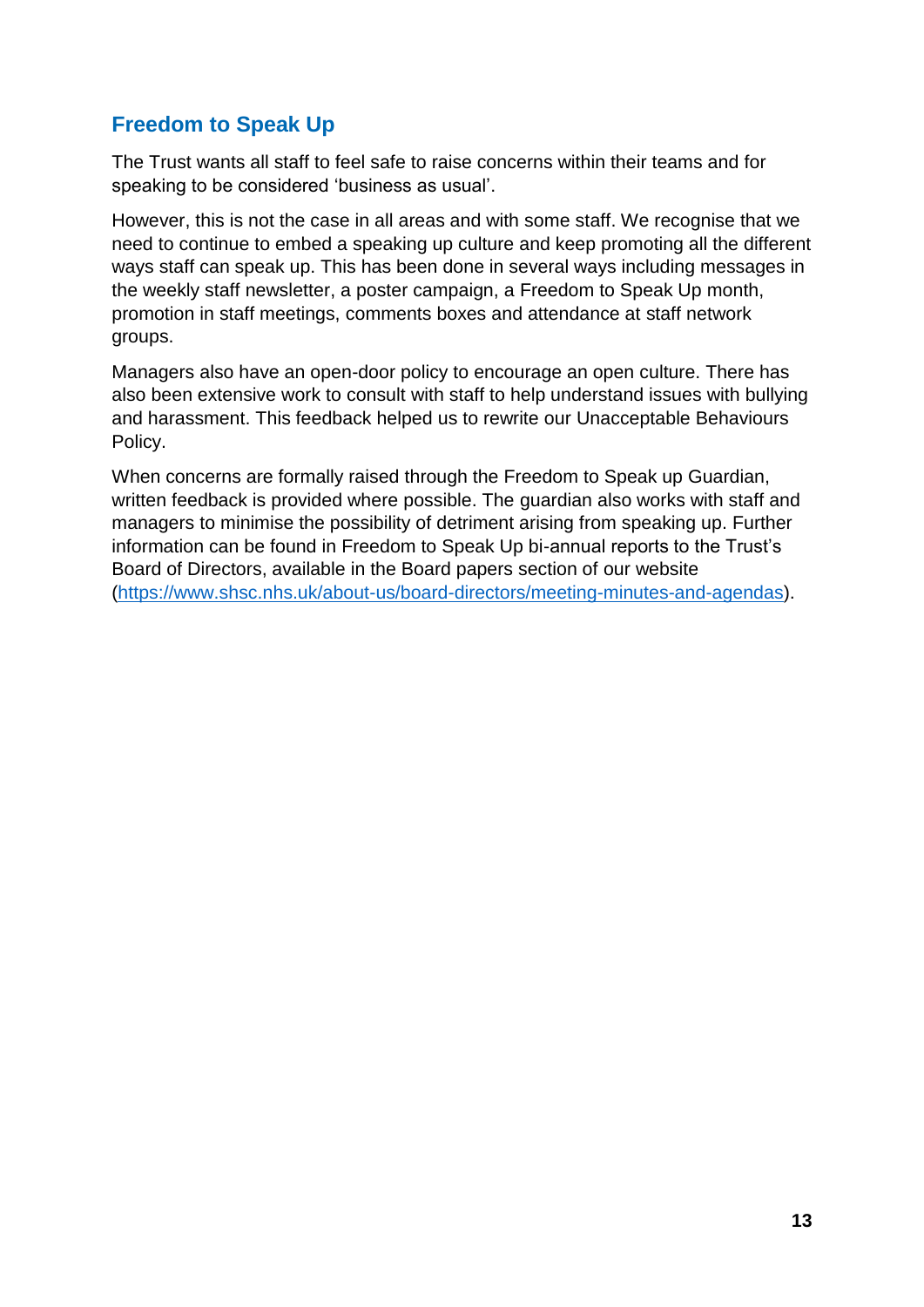## Freedom to Speak Up

The Trust wants all staff to feel safe to raise concerns within their teams and for speaking to be considered 'business as usual'.

However, this is not the case in all areas and with some staff. We recognise that we need to continue to embed a speaking up culture and keep promoting all the different ways staff can speak up. This has been done in several ways including messages in the weekly staff newsletter, a poster campaign, a Freedom to Speak Up month, promotion in staff meetings, comments boxes and attendance at staff network groups.

Managers also have an open-door policy to encourage an open culture. There has also been extensive work to consult with staff to help understand issues with bullying and harassment. This feedback helped us to rewrite our Unacceptable Behaviours Policy.

When concerns are formally raised through the Freedom to Speak up Guardian, written feedback is provided where possible. The guardian also works with staff and managers to minimise the possibility of detriment arising from speaking up. Further information can be found in Freedom to Speak Up bi-annual reports to the Trust's Board of Directors, available in the Board papers section of our website ([https://www.shsc.nhs.uk/about-us/board-directors/meeting-minutes-and-agendas](https://www.shsc.nhs.uk/about-us/board-directors/meeting-minutes-and-agendas)).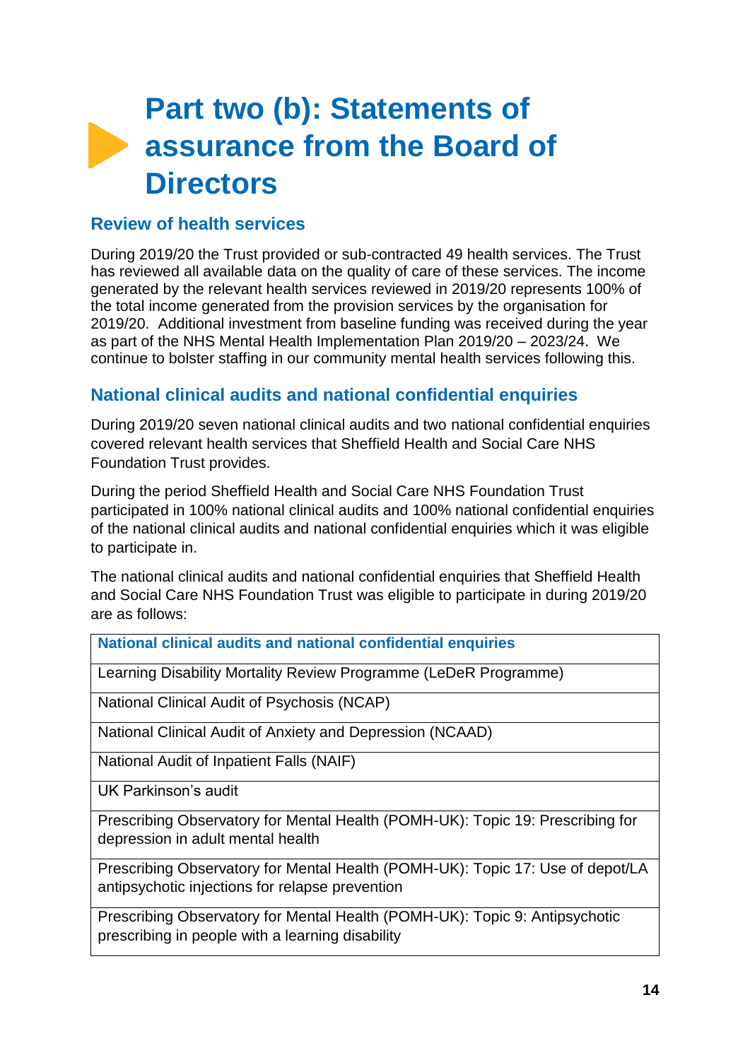# Part two (b): Statements of assurance from the Board of Directors

## Review of health services

During 2019/20 the Trust provided or sub-contracted 49 health services. The Trust has reviewed all available data on the quality of care of these services. The income generated by the relevant health services reviewed in 2019/20 represents 100% of the total income generated from the provision services by the organisation for 2019/20. Additional investment from baseline funding was received during the year as part of the NHS Mental Health Implementation Plan 2019/20 – 2023/24. We continue to bolster staffing in our community mental health services following this.

## National clinical audits and national confidential enquiries

During 2019/20 seven national clinical audits and two national confidential enquiries covered relevant health services that Sheffield Health and Social Care NHS Foundation Trust provides.

During the period Sheffield Health and Social Care NHS Foundation Trust participated in 100% national clinical audits and 100% national confidential enquiries of the national clinical audits and national confidential enquiries which it was eligible to participate in.

The national clinical audits and national confidential enquiries that Sheffield Health and Social Care NHS Foundation Trust was eligible to participate in during 2019/20 are as follows:

| National clinical audits and national confidential enquiries |
|---|
| Learning Disability Mortality Review Programme (LeDeR Programme) |
| National Clinical Audit of Psychosis (NCAP) |
| National Clinical Audit of Anxiety and Depression (NCAAD) |
| National Audit of Inpatient Falls (NAIF) |
| UK Parkinson's audit |
| Prescribing Observatory for Mental Health (POMH-UK): Topic 19: Prescribing for depression in adult mental health |
| Prescribing Observatory for Mental Health (POMH-UK): Topic 17: Use of depot/LA antipsychotic injections for relapse prevention |
| Prescribing Observatory for Mental Health (POMH-UK): Topic 9: Antipsychotic prescribing in people with a learning disability |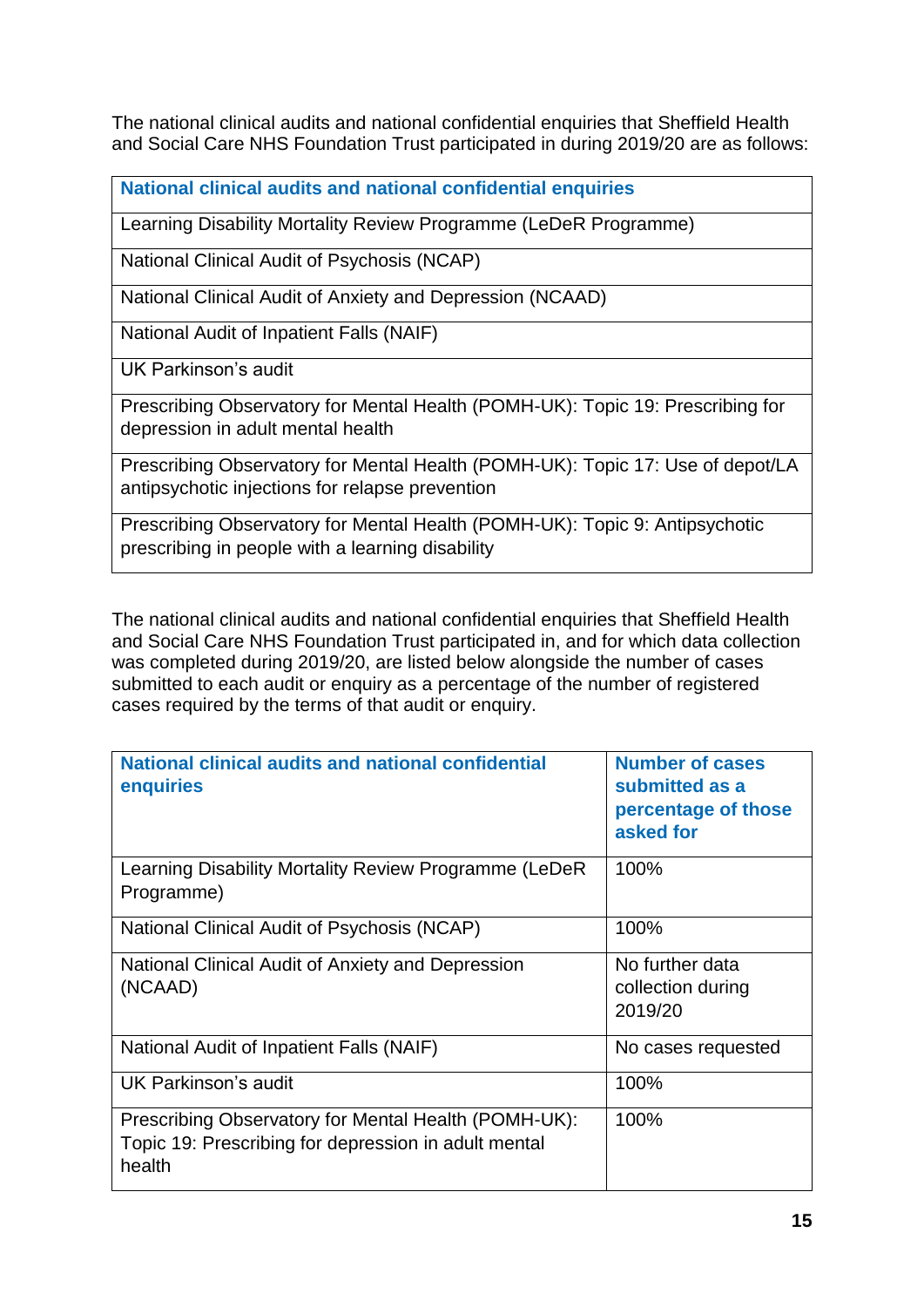The national clinical audits and national confidential enquiries that Sheffield Health and Social Care NHS Foundation Trust participated in during 2019/20 are as follows:

| National clinical audits and national confidential enquiries |
| --- |
| Learning Disability Mortality Review Programme (LeDeR Programme) |
| National Clinical Audit of Psychosis (NCAP) |
| National Clinical Audit of Anxiety and Depression (NCAAD) |
| National Audit of Inpatient Falls (NAIF) |
| UK Parkinson's audit |
| Prescribing Observatory for Mental Health (POMH-UK): Topic 19: Prescribing for depression in adult mental health |
| Prescribing Observatory for Mental Health (POMH-UK): Topic 17: Use of depot/LA antipsychotic injections for relapse prevention |
| Prescribing Observatory for Mental Health (POMH-UK): Topic 9: Antipsychotic prescribing in people with a learning disability |

The national clinical audits and national confidential enquiries that Sheffield Health and Social Care NHS Foundation Trust participated in, and for which data collection was completed during 2019/20, are listed below alongside the number of cases submitted to each audit or enquiry as a percentage of the number of registered cases required by the terms of that audit or enquiry.

| National clinical audits and national confidential enquiries | Number of cases submitted as a percentage of those asked for |
| --- | --- |
| Learning Disability Mortality Review Programme (LeDeR Programme) | 100% |
| National Clinical Audit of Psychosis (NCAP) | 100% |
| National Clinical Audit of Anxiety and Depression (NCAAD) | No further data collection during 2019/20 |
| National Audit of Inpatient Falls (NAIF) | No cases requested |
| UK Parkinson's audit | 100% |
| Prescribing Observatory for Mental Health (POMH-UK): Topic 19: Prescribing for depression in adult mental health | 100% |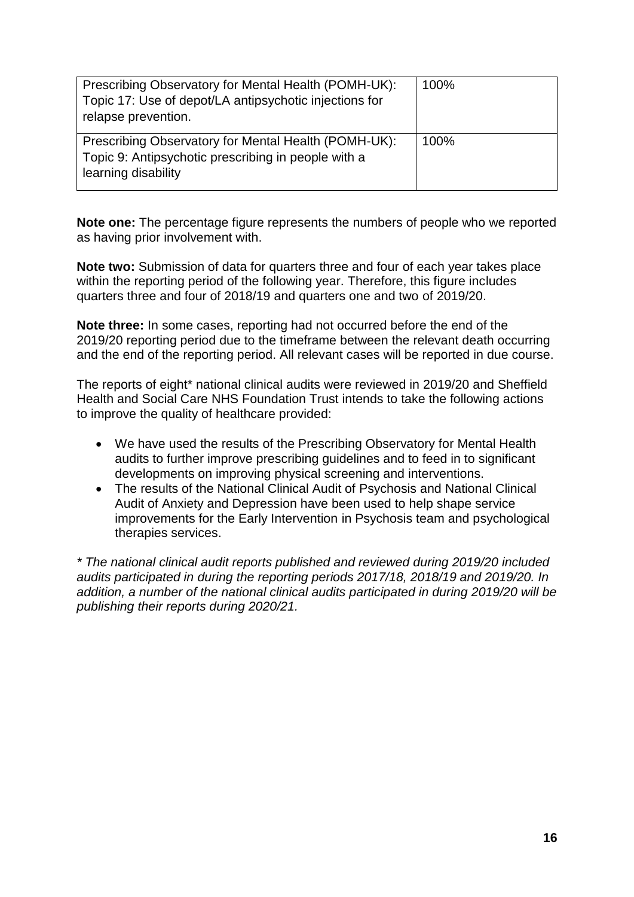| | |
|---|---|
| Prescribing Observatory for Mental Health (POMH-UK): Topic 17: Use of depot/LA antipsychotic injections for relapse prevention. | 100% |
| Prescribing Observatory for Mental Health (POMH-UK): Topic 9: Antipsychotic prescribing in people with a learning disability | 100% |

**Note one:** The percentage figure represents the numbers of people who we reported as having prior involvement with.

**Note two:** Submission of data for quarters three and four of each year takes place within the reporting period of the following year. Therefore, this figure includes quarters three and four of 2018/19 and quarters one and two of 2019/20.

**Note three:** In some cases, reporting had not occurred before the end of the 2019/20 reporting period due to the timeframe between the relevant death occurring and the end of the reporting period. All relevant cases will be reported in due course.

The reports of eight* national clinical audits were reviewed in 2019/20 and Sheffield Health and Social Care NHS Foundation Trust intends to take the following actions to improve the quality of healthcare provided:

- We have used the results of the Prescribing Observatory for Mental Health audits to further improve prescribing guidelines and to feed in to significant developments on improving physical screening and interventions.
- The results of the National Clinical Audit of Psychosis and National Clinical Audit of Anxiety and Depression have been used to help shape service improvements for the Early Intervention in Psychosis team and psychological therapies services.

*\* The national clinical audit reports published and reviewed during 2019/20 included audits participated in during the reporting periods 2017/18, 2018/19 and 2019/20. In addition, a number of the national clinical audits participated in during 2019/20 will be publishing their reports during 2020/21.*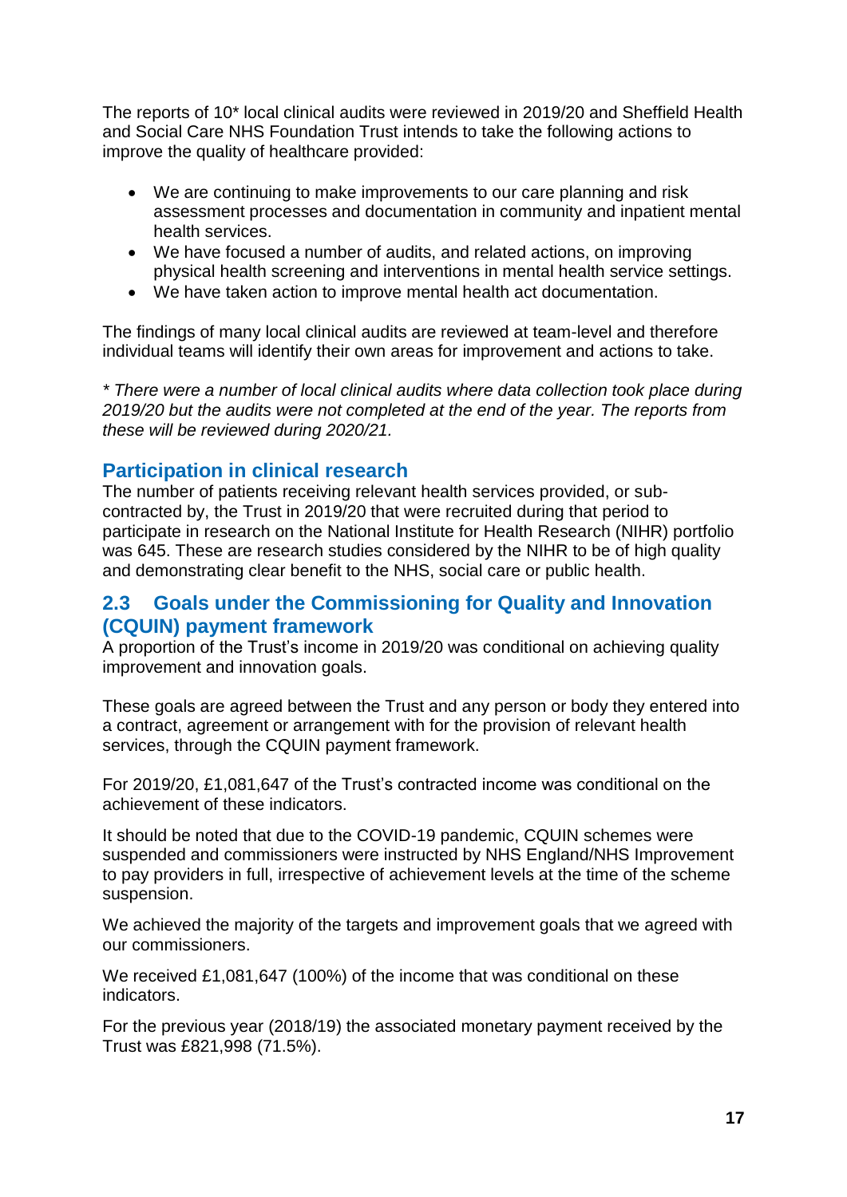The reports of 10* local clinical audits were reviewed in 2019/20 and Sheffield Health and Social Care NHS Foundation Trust intends to take the following actions to improve the quality of healthcare provided:

- We are continuing to make improvements to our care planning and risk assessment processes and documentation in community and inpatient mental health services.
- We have focused a number of audits, and related actions, on improving physical health screening and interventions in mental health service settings.
- We have taken action to improve mental health act documentation.

The findings of many local clinical audits are reviewed at team-level and therefore individual teams will identify their own areas for improvement and actions to take.

*\* There were a number of local clinical audits where data collection took place during 2019/20 but the audits were not completed at the end of the year. The reports from these will be reviewed during 2020/21.*

### Participation in clinical research

The number of patients receiving relevant health services provided, or sub-contracted by, the Trust in 2019/20 that were recruited during that period to participate in research on the National Institute for Health Research (NIHR) portfolio was 645. These are research studies considered by the NIHR to be of high quality and demonstrating clear benefit to the NHS, social care or public health.

## 2.3 Goals under the Commissioning for Quality and Innovation (CQUIN) payment framework

A proportion of the Trust's income in 2019/20 was conditional on achieving quality improvement and innovation goals.

These goals are agreed between the Trust and any person or body they entered into a contract, agreement or arrangement with for the provision of relevant health services, through the CQUIN payment framework.

For 2019/20, £1,081,647 of the Trust's contracted income was conditional on the achievement of these indicators.

It should be noted that due to the COVID-19 pandemic, CQUIN schemes were suspended and commissioners were instructed by NHS England/NHS Improvement to pay providers in full, irrespective of achievement levels at the time of the scheme suspension.

We achieved the majority of the targets and improvement goals that we agreed with our commissioners.

We received £1,081,647 (100%) of the income that was conditional on these indicators.

For the previous year (2018/19) the associated monetary payment received by the Trust was £821,998 (71.5%).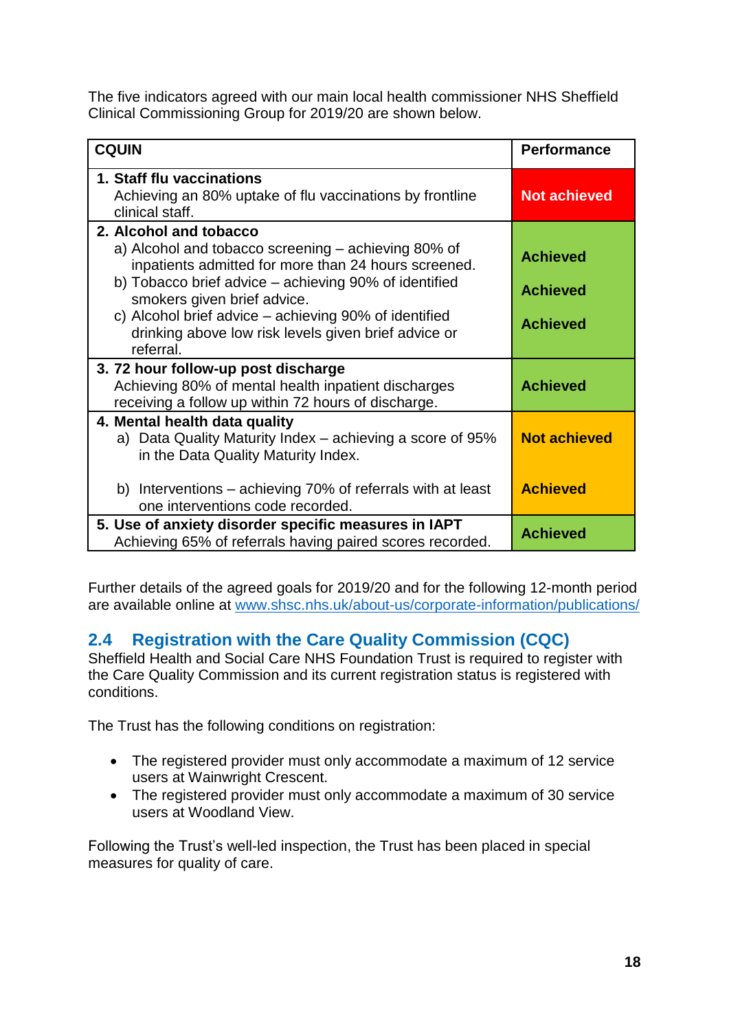The five indicators agreed with our main local health commissioner NHS Sheffield Clinical Commissioning Group for 2019/20 are shown below.

| CQUIN | Performance |
|---|---|
| **1. Staff flu vaccinations**<br>Achieving an 80% uptake of flu vaccinations by frontline clinical staff. | **Not achieved** |
| **2. Alcohol and tobacco**<br>a) Alcohol and tobacco screening – achieving 80% of inpatients admitted for more than 24 hours screened.<br>b) Tobacco brief advice – achieving 90% of identified smokers given brief advice.<br>c) Alcohol brief advice – achieving 90% of identified drinking above low risk levels given brief advice or referral. | **Achieved**<br>**Achieved**<br>**Achieved** |
| **3. 72 hour follow-up post discharge**<br>Achieving 80% of mental health inpatient discharges receiving a follow up within 72 hours of discharge. | **Achieved** |
| **4. Mental health data quality**<br>a) Data Quality Maturity Index – achieving a score of 95% in the Data Quality Maturity Index.<br>b) Interventions – achieving 70% of referrals with at least one interventions code recorded. | **Not achieved**<br>**Achieved** |
| **5. Use of anxiety disorder specific measures in IAPT**<br>Achieving 65% of referrals having paired scores recorded. | **Achieved** |

Further details of the agreed goals for 2019/20 and for the following 12-month period are available online at www.shsc.nhs.uk/about-us/corporate-information/publications/

## 2.4 Registration with the Care Quality Commission (CQC)

Sheffield Health and Social Care NHS Foundation Trust is required to register with the Care Quality Commission and its current registration status is registered with conditions.

The Trust has the following conditions on registration:

- The registered provider must only accommodate a maximum of 12 service users at Wainwright Crescent.
- The registered provider must only accommodate a maximum of 30 service users at Woodland View.

Following the Trust's well-led inspection, the Trust has been placed in special measures for quality of care.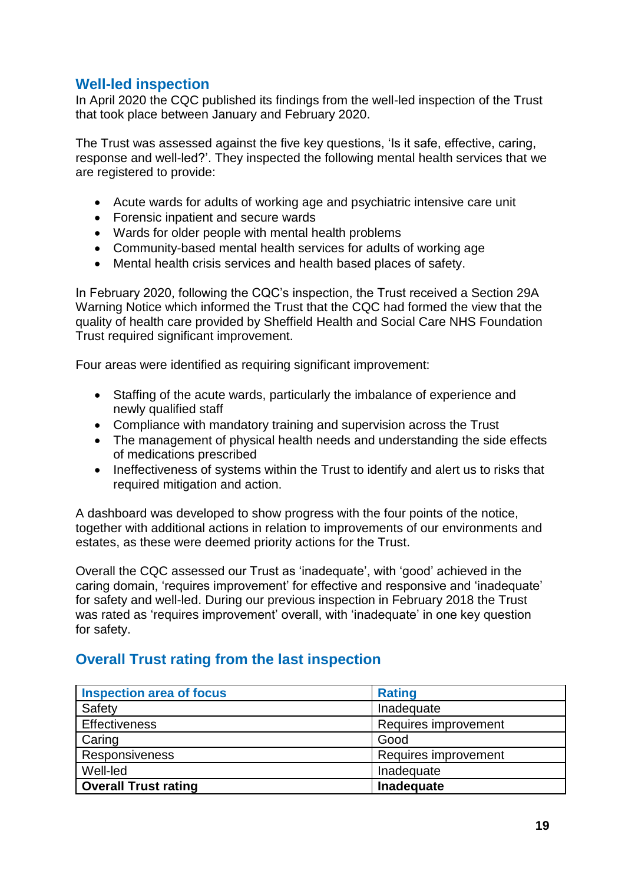## Well-led inspection

In April 2020 the CQC published its findings from the well-led inspection of the Trust that took place between January and February 2020.

The Trust was assessed against the five key questions, 'Is it safe, effective, caring, response and well-led?'. They inspected the following mental health services that we are registered to provide:

- Acute wards for adults of working age and psychiatric intensive care unit
- Forensic inpatient and secure wards
- Wards for older people with mental health problems
- Community-based mental health services for adults of working age
- Mental health crisis services and health based places of safety.

In February 2020, following the CQC's inspection, the Trust received a Section 29A Warning Notice which informed the Trust that the CQC had formed the view that the quality of health care provided by Sheffield Health and Social Care NHS Foundation Trust required significant improvement.

Four areas were identified as requiring significant improvement:

- Staffing of the acute wards, particularly the imbalance of experience and newly qualified staff
- Compliance with mandatory training and supervision across the Trust
- The management of physical health needs and understanding the side effects of medications prescribed
- Ineffectiveness of systems within the Trust to identify and alert us to risks that required mitigation and action.

A dashboard was developed to show progress with the four points of the notice, together with additional actions in relation to improvements of our environments and estates, as these were deemed priority actions for the Trust.

Overall the CQC assessed our Trust as 'inadequate', with 'good' achieved in the caring domain, 'requires improvement' for effective and responsive and 'inadequate' for safety and well-led. During our previous inspection in February 2018 the Trust was rated as 'requires improvement' overall, with 'inadequate' in one key question for safety.

## Overall Trust rating from the last inspection

| Inspection area of focus | Rating |
|---|---|
| Safety | Inadequate |
| Effectiveness | Requires improvement |
| Caring | Good |
| Responsiveness | Requires improvement |
| Well-led | Inadequate |
| **Overall Trust rating** | **Inadequate** |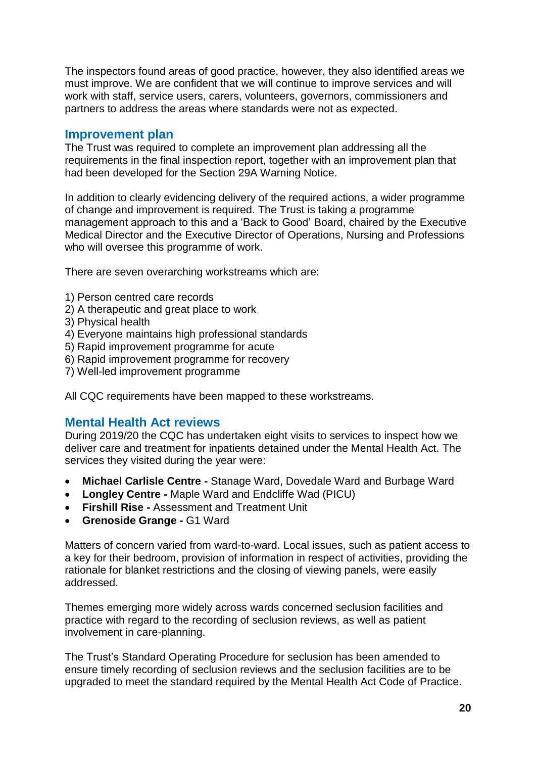The inspectors found areas of good practice, however, they also identified areas we must improve. We are confident that we will continue to improve services and will work with staff, service users, carers, volunteers, governors, commissioners and partners to address the areas where standards were not as expected.

## Improvement plan

The Trust was required to complete an improvement plan addressing all the requirements in the final inspection report, together with an improvement plan that had been developed for the Section 29A Warning Notice.

In addition to clearly evidencing delivery of the required actions, a wider programme of change and improvement is required. The Trust is taking a programme management approach to this and a 'Back to Good' Board, chaired by the Executive Medical Director and the Executive Director of Operations, Nursing and Professions who will oversee this programme of work.

There are seven overarching workstreams which are:

1) Person centred care records
2) A therapeutic and great place to work
3) Physical health
4) Everyone maintains high professional standards
5) Rapid improvement programme for acute
6) Rapid improvement programme for recovery
7) Well-led improvement programme

All CQC requirements have been mapped to these workstreams.

## Mental Health Act reviews

During 2019/20 the CQC has undertaken eight visits to services to inspect how we deliver care and treatment for inpatients detained under the Mental Health Act. The services they visited during the year were:

- **Michael Carlisle Centre -** Stanage Ward, Dovedale Ward and Burbage Ward
- **Longley Centre -** Maple Ward and Endcliffe Wad (PICU)
- **Firshill Rise -** Assessment and Treatment Unit
- **Grenoside Grange -** G1 Ward

Matters of concern varied from ward-to-ward. Local issues, such as patient access to a key for their bedroom, provision of information in respect of activities, providing the rationale for blanket restrictions and the closing of viewing panels, were easily addressed.

Themes emerging more widely across wards concerned seclusion facilities and practice with regard to the recording of seclusion reviews, as well as patient involvement in care-planning.

The Trust's Standard Operating Procedure for seclusion has been amended to ensure timely recording of seclusion reviews and the seclusion facilities are to be upgraded to meet the standard required by the Mental Health Act Code of Practice.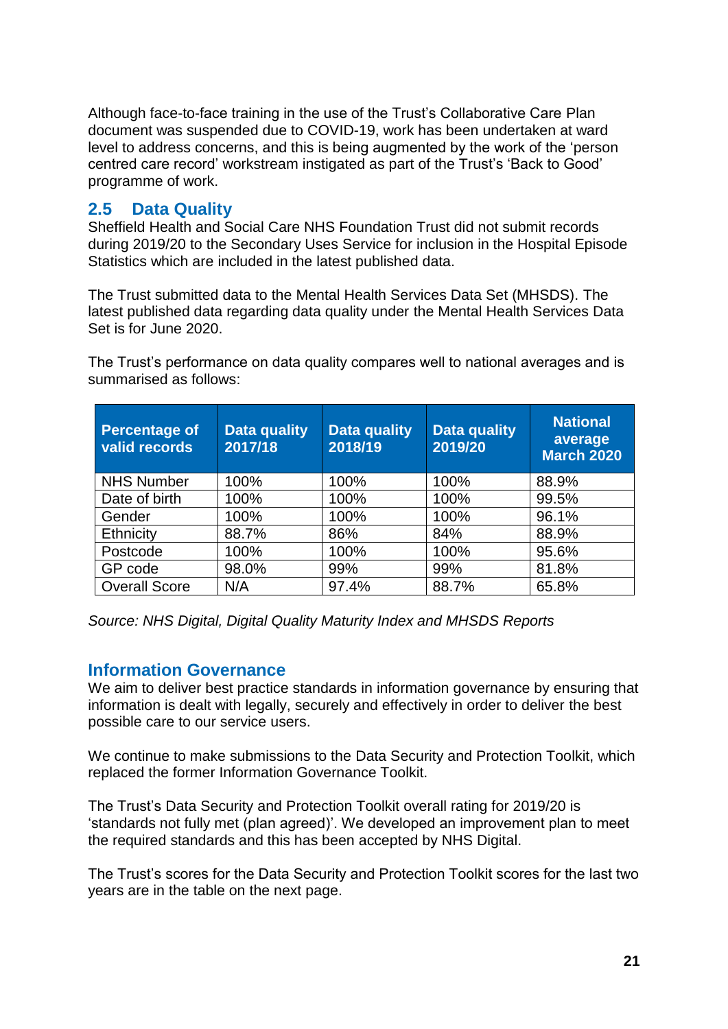Although face-to-face training in the use of the Trust's Collaborative Care Plan document was suspended due to COVID-19, work has been undertaken at ward level to address concerns, and this is being augmented by the work of the 'person centred care record' workstream instigated as part of the Trust's 'Back to Good' programme of work.

## 2.5 Data Quality

Sheffield Health and Social Care NHS Foundation Trust did not submit records during 2019/20 to the Secondary Uses Service for inclusion in the Hospital Episode Statistics which are included in the latest published data.

The Trust submitted data to the Mental Health Services Data Set (MHSDS). The latest published data regarding data quality under the Mental Health Services Data Set is for June 2020.

The Trust's performance on data quality compares well to national averages and is summarised as follows:

| Percentage of valid records | Data quality 2017/18 | Data quality 2018/19 | Data quality 2019/20 | National average March 2020 |
|---|---|---|---|---|
| NHS Number | 100% | 100% | 100% | 88.9% |
| Date of birth | 100% | 100% | 100% | 99.5% |
| Gender | 100% | 100% | 100% | 96.1% |
| Ethnicity | 88.7% | 86% | 84% | 88.9% |
| Postcode | 100% | 100% | 100% | 95.6% |
| GP code | 98.0% | 99% | 99% | 81.8% |
| Overall Score | N/A | 97.4% | 88.7% | 65.8% |

*Source: NHS Digital, Digital Quality Maturity Index and MHSDS Reports*

## Information Governance

We aim to deliver best practice standards in information governance by ensuring that information is dealt with legally, securely and effectively in order to deliver the best possible care to our service users.

We continue to make submissions to the Data Security and Protection Toolkit, which replaced the former Information Governance Toolkit.

The Trust's Data Security and Protection Toolkit overall rating for 2019/20 is 'standards not fully met (plan agreed)'. We developed an improvement plan to meet the required standards and this has been accepted by NHS Digital.

The Trust's scores for the Data Security and Protection Toolkit scores for the last two years are in the table on the next page.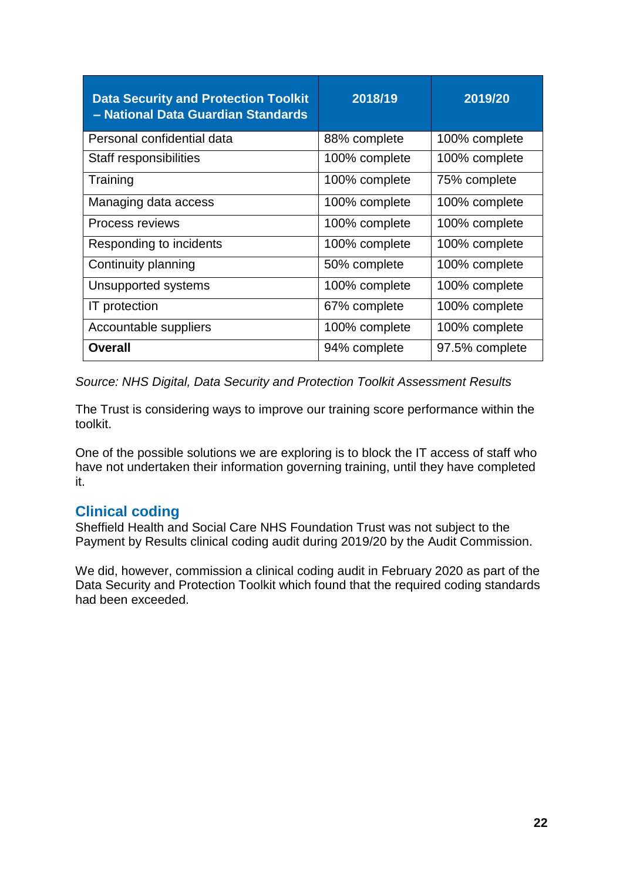| Data Security and Protection Toolkit – National Data Guardian Standards | 2018/19 | 2019/20 |
|---|---|---|
| Personal confidential data | 88% complete | 100% complete |
| Staff responsibilities | 100% complete | 100% complete |
| Training | 100% complete | 75% complete |
| Managing data access | 100% complete | 100% complete |
| Process reviews | 100% complete | 100% complete |
| Responding to incidents | 100% complete | 100% complete |
| Continuity planning | 50% complete | 100% complete |
| Unsupported systems | 100% complete | 100% complete |
| IT protection | 67% complete | 100% complete |
| Accountable suppliers | 100% complete | 100% complete |
| **Overall** | 94% complete | 97.5% complete |

*Source: NHS Digital, Data Security and Protection Toolkit Assessment Results*

The Trust is considering ways to improve our training score performance within the toolkit.

One of the possible solutions we are exploring is to block the IT access of staff who have not undertaken their information governing training, until they have completed it.

## Clinical coding

Sheffield Health and Social Care NHS Foundation Trust was not subject to the Payment by Results clinical coding audit during 2019/20 by the Audit Commission.

We did, however, commission a clinical coding audit in February 2020 as part of the Data Security and Protection Toolkit which found that the required coding standards had been exceeded.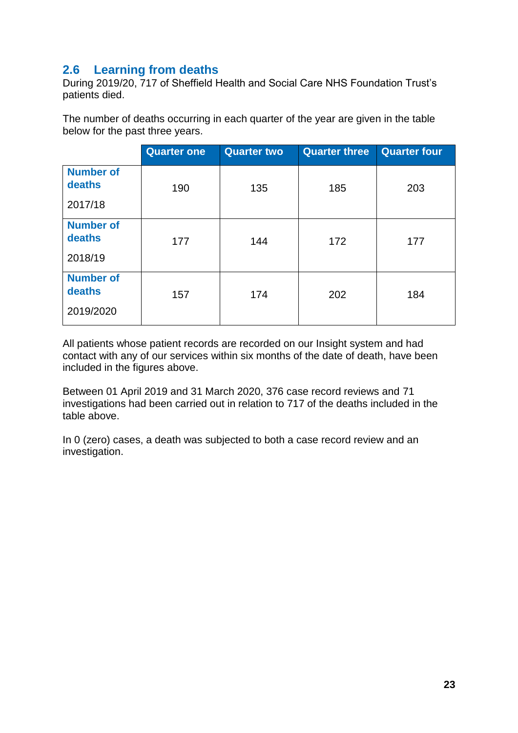## 2.6 Learning from deaths

During 2019/20, 717 of Sheffield Health and Social Care NHS Foundation Trust's patients died.

The number of deaths occurring in each quarter of the year are given in the table below for the past three years.

| | Quarter one | Quarter two | Quarter three | Quarter four |
|---|---|---|---|---|
| **Number of deaths** 2017/18 | 190 | 135 | 185 | 203 |
| **Number of deaths** 2018/19 | 177 | 144 | 172 | 177 |
| **Number of deaths** 2019/2020 | 157 | 174 | 202 | 184 |

All patients whose patient records are recorded on our Insight system and had contact with any of our services within six months of the date of death, have been included in the figures above.

Between 01 April 2019 and 31 March 2020, 376 case record reviews and 71 investigations had been carried out in relation to 717 of the deaths included in the table above.

In 0 (zero) cases, a death was subjected to both a case record review and an investigation.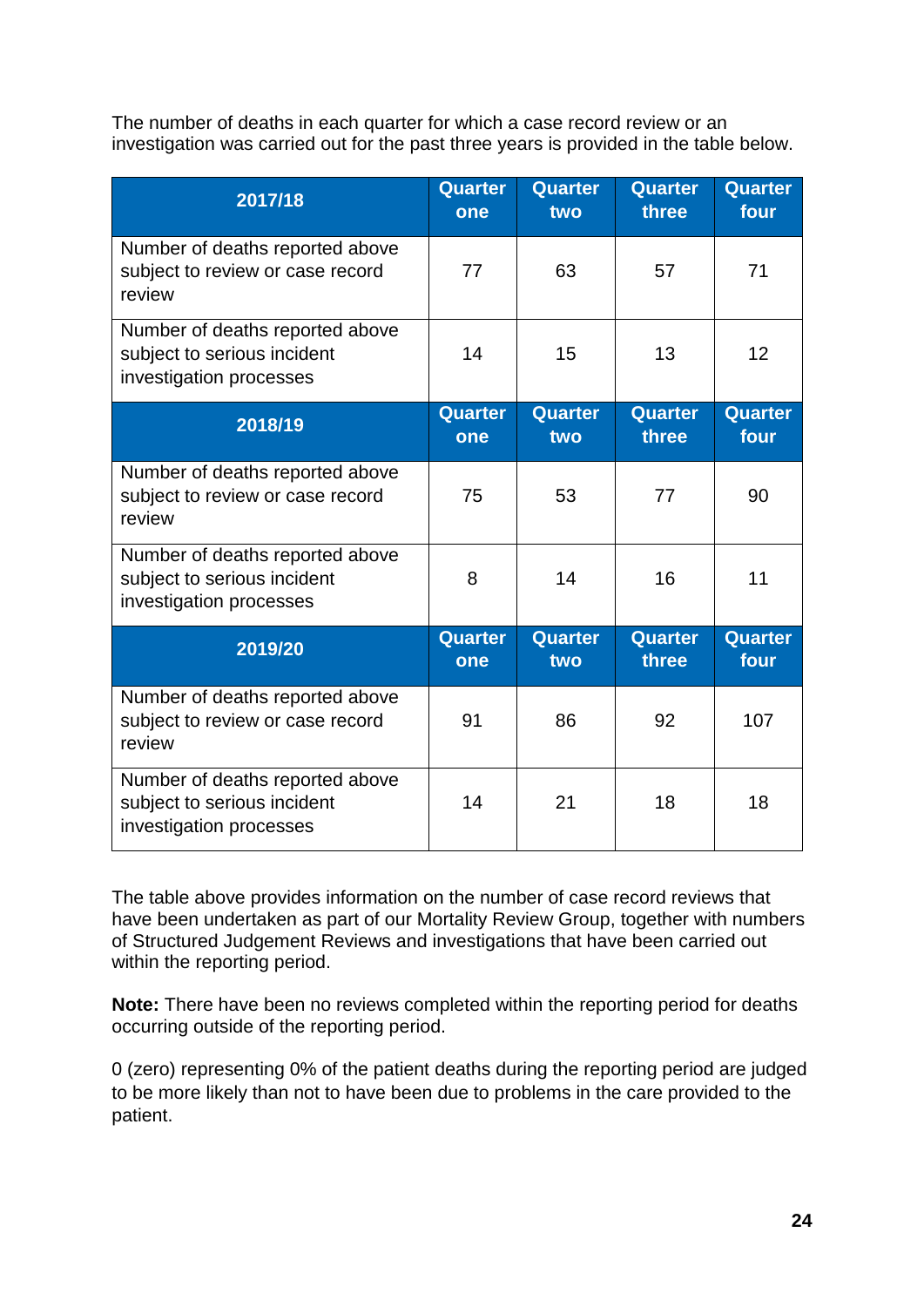The number of deaths in each quarter for which a case record review or an investigation was carried out for the past three years is provided in the table below.

| 2017/18 | Quarter one | Quarter two | Quarter three | Quarter four |
|---|---|---|---|---|
| Number of deaths reported above subject to review or case record review | 77 | 63 | 57 | 71 |
| Number of deaths reported above subject to serious incident investigation processes | 14 | 15 | 13 | 12 |
| **2018/19** | **Quarter one** | **Quarter two** | **Quarter three** | **Quarter four** |
| Number of deaths reported above subject to review or case record review | 75 | 53 | 77 | 90 |
| Number of deaths reported above subject to serious incident investigation processes | 8 | 14 | 16 | 11 |
| **2019/20** | **Quarter one** | **Quarter two** | **Quarter three** | **Quarter four** |
| Number of deaths reported above subject to review or case record review | 91 | 86 | 92 | 107 |
| Number of deaths reported above subject to serious incident investigation processes | 14 | 21 | 18 | 18 |

The table above provides information on the number of case record reviews that have been undertaken as part of our Mortality Review Group, together with numbers of Structured Judgement Reviews and investigations that have been carried out within the reporting period.

**Note:** There have been no reviews completed within the reporting period for deaths occurring outside of the reporting period.

0 (zero) representing 0% of the patient deaths during the reporting period are judged to be more likely than not to have been due to problems in the care provided to the patient.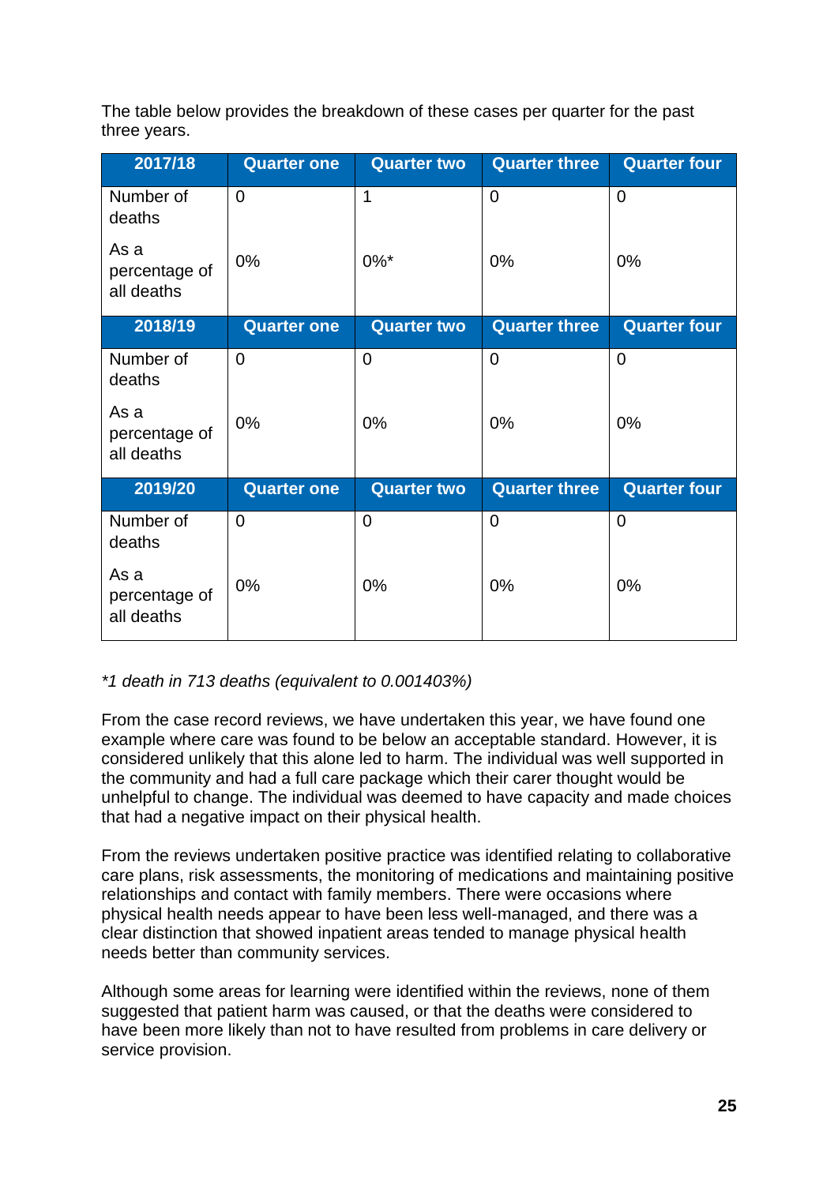The table below provides the breakdown of these cases per quarter for the past three years.

| 2017/18 | Quarter one | Quarter two | Quarter three | Quarter four |
|---|---|---|---|---|
| Number of deaths | 0 | 1 | 0 | 0 |
| As a percentage of all deaths | 0% | 0%* | 0% | 0% |
| **2018/19** | **Quarter one** | **Quarter two** | **Quarter three** | **Quarter four** |
| Number of deaths | 0 | 0 | 0 | 0 |
| As a percentage of all deaths | 0% | 0% | 0% | 0% |
| **2019/20** | **Quarter one** | **Quarter two** | **Quarter three** | **Quarter four** |
| Number of deaths | 0 | 0 | 0 | 0 |
| As a percentage of all deaths | 0% | 0% | 0% | 0% |

*\*1 death in 713 deaths (equivalent to 0.001403%)*

From the case record reviews, we have undertaken this year, we have found one example where care was found to be below an acceptable standard. However, it is considered unlikely that this alone led to harm. The individual was well supported in the community and had a full care package which their carer thought would be unhelpful to change. The individual was deemed to have capacity and made choices that had a negative impact on their physical health.

From the reviews undertaken positive practice was identified relating to collaborative care plans, risk assessments, the monitoring of medications and maintaining positive relationships and contact with family members. There were occasions where physical health needs appear to have been less well-managed, and there was a clear distinction that showed inpatient areas tended to manage physical health needs better than community services.

Although some areas for learning were identified within the reviews, none of them suggested that patient harm was caused, or that the deaths were considered to have been more likely than not to have resulted from problems in care delivery or service provision.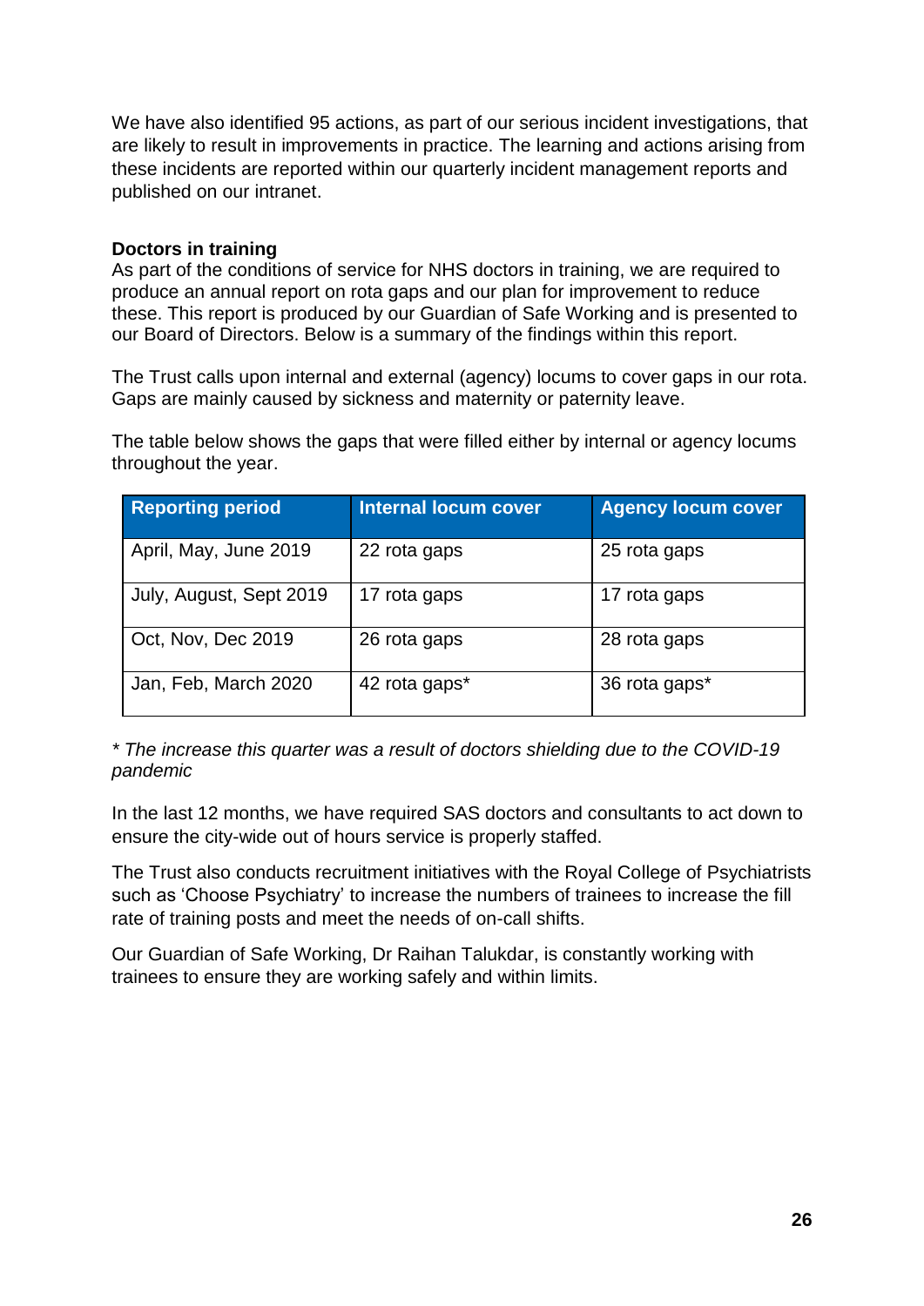We have also identified 95 actions, as part of our serious incident investigations, that are likely to result in improvements in practice. The learning and actions arising from these incidents are reported within our quarterly incident management reports and published on our intranet.

**Doctors in training**

As part of the conditions of service for NHS doctors in training, we are required to produce an annual report on rota gaps and our plan for improvement to reduce these. This report is produced by our Guardian of Safe Working and is presented to our Board of Directors. Below is a summary of the findings within this report.

The Trust calls upon internal and external (agency) locums to cover gaps in our rota. Gaps are mainly caused by sickness and maternity or paternity leave.

The table below shows the gaps that were filled either by internal or agency locums throughout the year.

| Reporting period | Internal locum cover | Agency locum cover |
| --- | --- | --- |
| April, May, June 2019 | 22 rota gaps | 25 rota gaps |
| July, August, Sept 2019 | 17 rota gaps | 17 rota gaps |
| Oct, Nov, Dec 2019 | 26 rota gaps | 28 rota gaps |
| Jan, Feb, March 2020 | 42 rota gaps* | 36 rota gaps* |

*\* The increase this quarter was a result of doctors shielding due to the COVID-19 pandemic*

In the last 12 months, we have required SAS doctors and consultants to act down to ensure the city-wide out of hours service is properly staffed.

The Trust also conducts recruitment initiatives with the Royal College of Psychiatrists such as 'Choose Psychiatry' to increase the numbers of trainees to increase the fill rate of training posts and meet the needs of on-call shifts.

Our Guardian of Safe Working, Dr Raihan Talukdar, is constantly working with trainees to ensure they are working safely and within limits.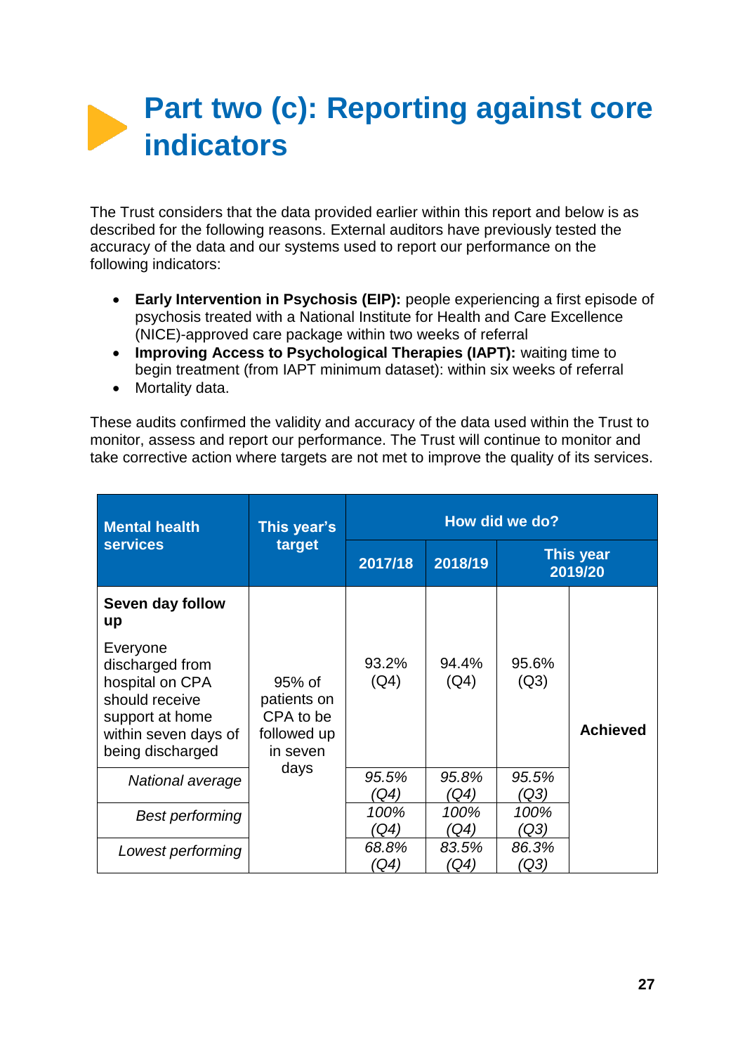# Part two (c): Reporting against core indicators

The Trust considers that the data provided earlier within this report and below is as described for the following reasons. External auditors have previously tested the accuracy of the data and our systems used to report our performance on the following indicators:

- **Early Intervention in Psychosis (EIP):** people experiencing a first episode of psychosis treated with a National Institute for Health and Care Excellence (NICE)-approved care package within two weeks of referral
- **Improving Access to Psychological Therapies (IAPT):** waiting time to begin treatment (from IAPT minimum dataset): within six weeks of referral
- Mortality data.

These audits confirmed the validity and accuracy of the data used within the Trust to monitor, assess and report our performance. The Trust will continue to monitor and take corrective action where targets are not met to improve the quality of its services.

| Mental health services | This year's target | How did we do? | | | |
|---|---|---|---|---|---|
| | | 2017/18 | 2018/19 | This year 2019/20 | |
| **Seven day follow up**<br>Everyone discharged from hospital on CPA should receive support at home within seven days of being discharged | 95% of patients on CPA to be followed up in seven days | 93.2% (Q4) | 94.4% (Q4) | 95.6% (Q3) | **Achieved** |
| *National average* | | *95.5% (Q4)* | *95.8% (Q4)* | *95.5% (Q3)* | |
| *Best performing* | | *100% (Q4)* | *100% (Q4)* | *100% (Q3)* | |
| *Lowest performing* | | *68.8% (Q4)* | *83.5% (Q4)* | *86.3% (Q3)* | |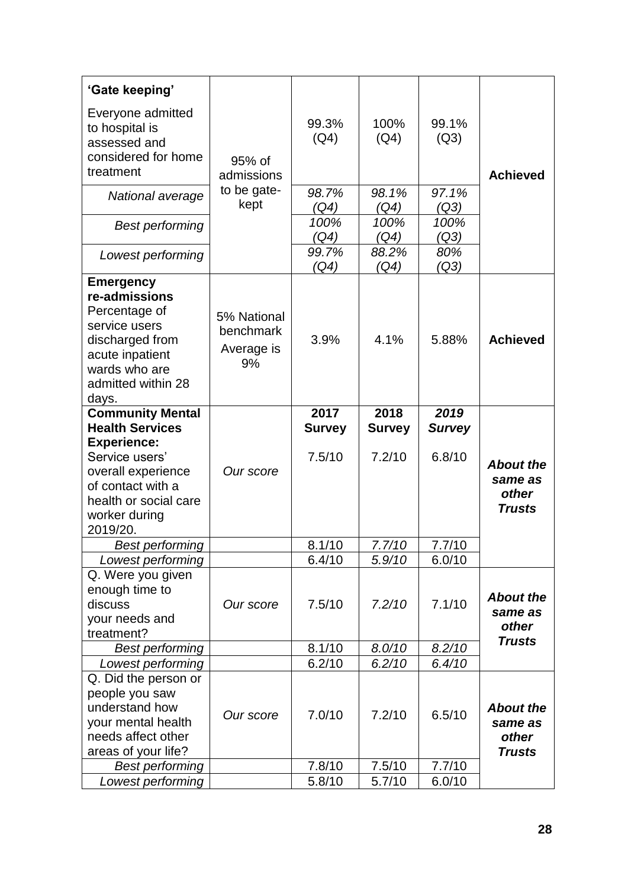| | | | | | |
|---|---|---|---|---|---|
| **'Gate keeping'** Everyone admitted to hospital is assessed and considered for home treatment | 95% of admissions to be gate-kept | 99.3% (Q4) | 100% (Q4) | 99.1% (Q3) | **Achieved** |
| *National average* | | *98.7% (Q4)* | *98.1% (Q4)* | *97.1% (Q3)* | |
| *Best performing* | | *100% (Q4)* | *100% (Q4)* | *100% (Q3)* | |
| *Lowest performing* | | *99.7% (Q4)* | *88.2% (Q4)* | *80% (Q3)* | |
| **Emergency re-admissions** Percentage of service users discharged from acute inpatient wards who are admitted within 28 days. | 5% National benchmark Average is 9% | 3.9% | 4.1% | 5.88% | **Achieved** |
| **Community Mental Health Services Experience:** Service users' overall experience of contact with a health or social care worker during 2019/20. | *Our score* | **2017 Survey** 7.5/10 | **2018 Survey** 7.2/10 | ***2019 Survey*** 6.8/10 | ***About the same as other Trusts*** |
| *Best performing* | | 8.1/10 | *7.7/10* | 7.7/10 | |
| *Lowest performing* | | 6.4/10 | *5.9/10* | 6.0/10 | |
| Q. Were you given enough time to discuss your needs and treatment? | *Our score* | 7.5/10 | *7.2/10* | 7.1/10 | ***About the same as other Trusts*** |
| *Best performing* | | 8.1/10 | *8.0/10* | *8.2/10* | |
| *Lowest performing* | | 6.2/10 | *6.2/10* | *6.4/10* | |
| Q. Did the person or people you saw understand how your mental health needs affect other areas of your life? | *Our score* | 7.0/10 | 7.2/10 | 6.5/10 | ***About the same as other Trusts*** |
| *Best performing* | | 7.8/10 | 7.5/10 | 7.7/10 | |
| *Lowest performing* | | 5.8/10 | 5.7/10 | 6.0/10 | |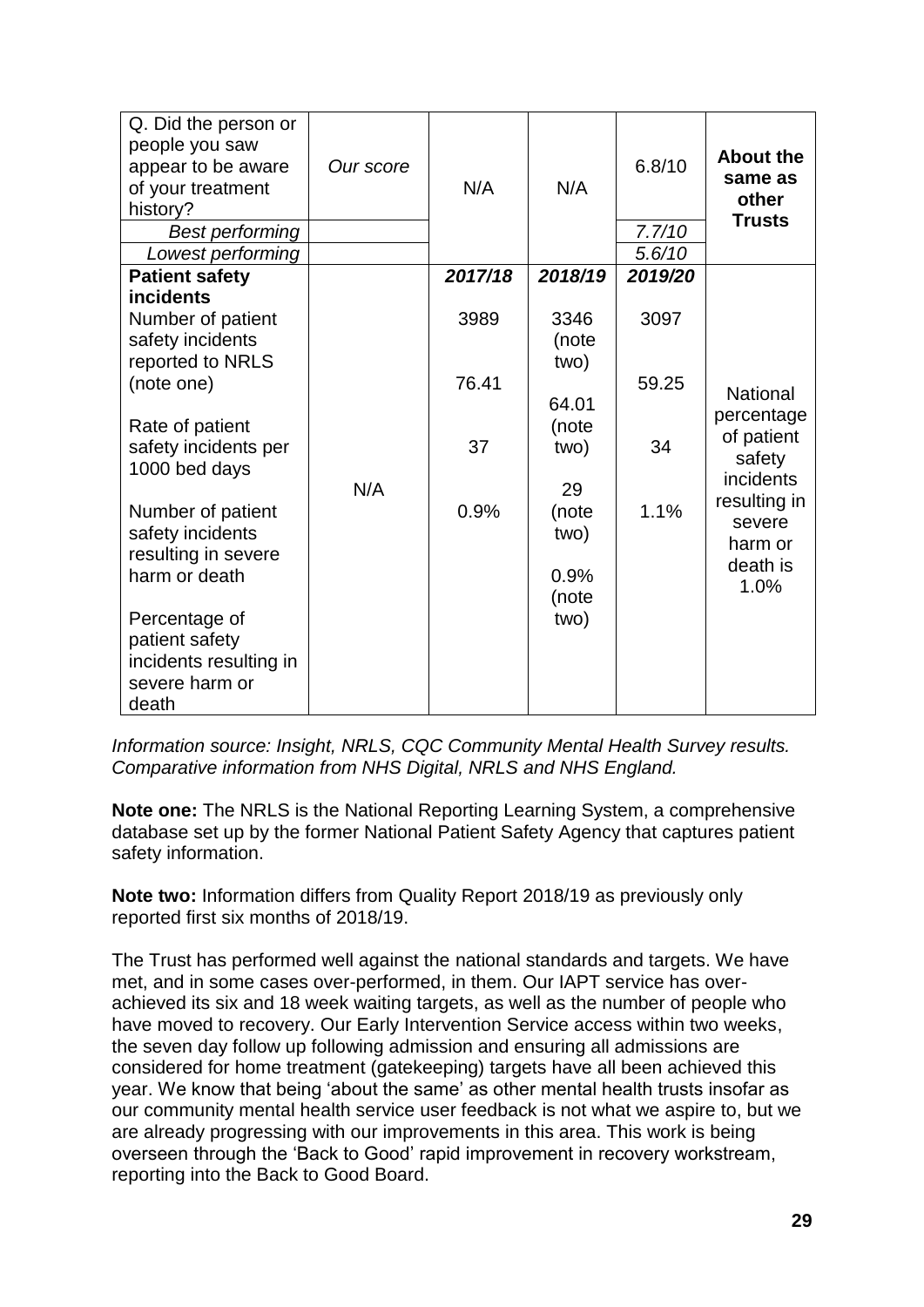| | | | | | |
|---|---|---|---|---|---|
| Q. Did the person or people you saw appear to be aware of your treatment history? | *Our score* | N/A | N/A | 6.8/10 | **About the same as other Trusts** |
| *Best performing* | | | | *7.7/10* | |
| *Lowest performing* | | | | *5.6/10* | |
| **Patient safety incidents** | | ***2017/18*** | ***2018/19*** | ***2019/20*** | |
| Number of patient safety incidents reported to NRLS (note one) | N/A | 3989 | 3346 (note two) | 3097 | National percentage of patient safety incidents resulting in severe harm or death is 1.0% |
| Rate of patient safety incidents per 1000 bed days | | 76.41 | 64.01 (note two) | 59.25 | |
| Number of patient safety incidents resulting in severe harm or death | | 37 | 29 (note two) | 34 | |
| Percentage of patient safety incidents resulting in severe harm or death | | 0.9% | 0.9% (note two) | 1.1% | |

*Information source: Insight, NRLS, CQC Community Mental Health Survey results. Comparative information from NHS Digital, NRLS and NHS England.*

**Note one:** The NRLS is the National Reporting Learning System, a comprehensive database set up by the former National Patient Safety Agency that captures patient safety information.

**Note two:** Information differs from Quality Report 2018/19 as previously only reported first six months of 2018/19.

The Trust has performed well against the national standards and targets. We have met, and in some cases over-performed, in them. Our IAPT service has over-achieved its six and 18 week waiting targets, as well as the number of people who have moved to recovery. Our Early Intervention Service access within two weeks, the seven day follow up following admission and ensuring all admissions are considered for home treatment (gatekeeping) targets have all been achieved this year. We know that being 'about the same' as other mental health trusts insofar as our community mental health service user feedback is not what we aspire to, but we are already progressing with our improvements in this area. This work is being overseen through the 'Back to Good' rapid improvement in recovery workstream, reporting into the Back to Good Board.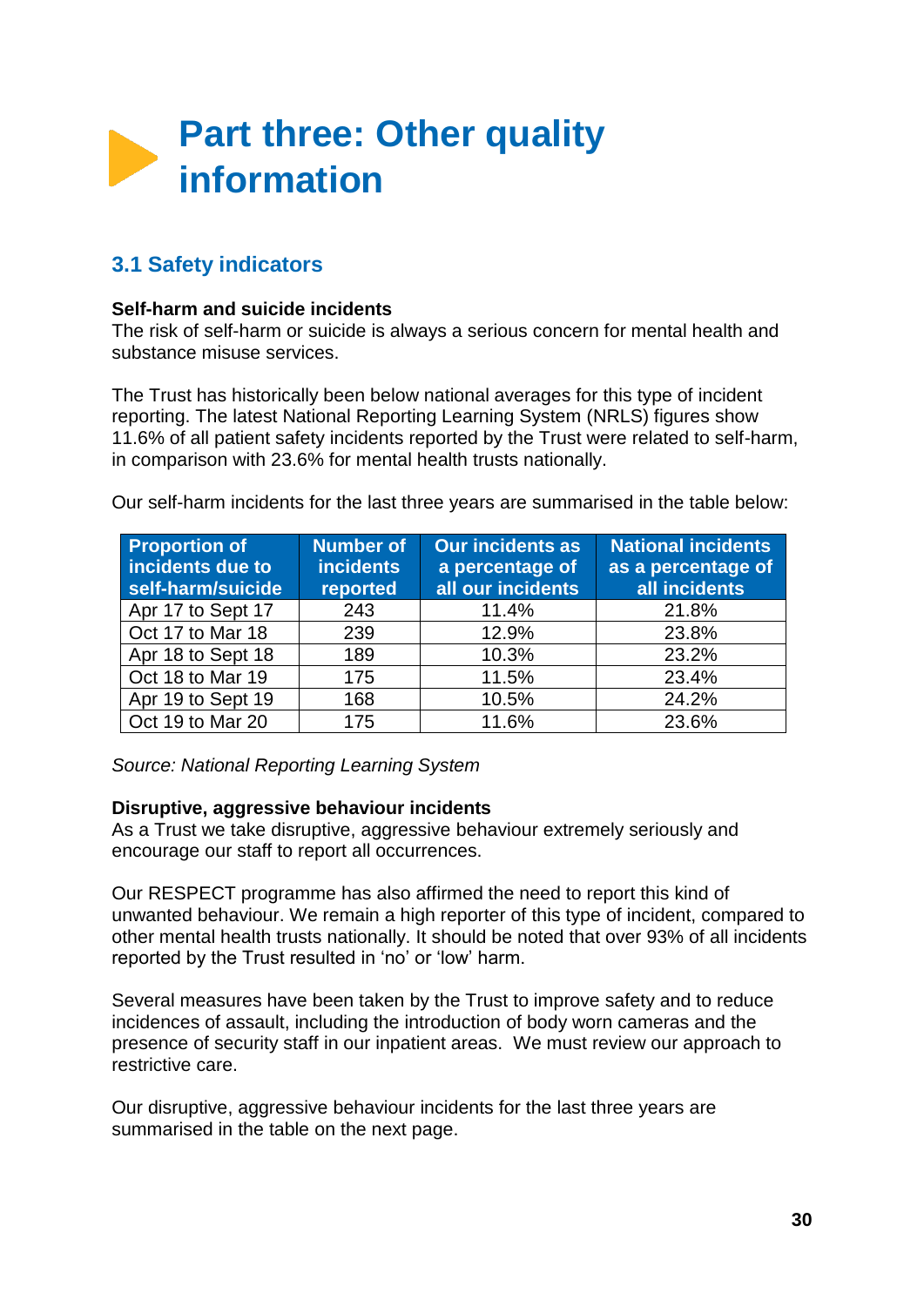# Part three: Other quality information

## 3.1 Safety indicators

**Self-harm and suicide incidents**
The risk of self-harm or suicide is always a serious concern for mental health and substance misuse services.

The Trust has historically been below national averages for this type of incident reporting. The latest National Reporting Learning System (NRLS) figures show 11.6% of all patient safety incidents reported by the Trust were related to self-harm, in comparison with 23.6% for mental health trusts nationally.

Our self-harm incidents for the last three years are summarised in the table below:

| Proportion of incidents due to self-harm/suicide | Number of incidents reported | Our incidents as a percentage of all our incidents | National incidents as a percentage of all incidents |
|---|---|---|---|
| Apr 17 to Sept 17 | 243 | 11.4% | 21.8% |
| Oct 17 to Mar 18 | 239 | 12.9% | 23.8% |
| Apr 18 to Sept 18 | 189 | 10.3% | 23.2% |
| Oct 18 to Mar 19 | 175 | 11.5% | 23.4% |
| Apr 19 to Sept 19 | 168 | 10.5% | 24.2% |
| Oct 19 to Mar 20 | 175 | 11.6% | 23.6% |

*Source: National Reporting Learning System*

**Disruptive, aggressive behaviour incidents**
As a Trust we take disruptive, aggressive behaviour extremely seriously and encourage our staff to report all occurrences.

Our RESPECT programme has also affirmed the need to report this kind of unwanted behaviour. We remain a high reporter of this type of incident, compared to other mental health trusts nationally. It should be noted that over 93% of all incidents reported by the Trust resulted in 'no' or 'low' harm.

Several measures have been taken by the Trust to improve safety and to reduce incidences of assault, including the introduction of body worn cameras and the presence of security staff in our inpatient areas. We must review our approach to restrictive care.

Our disruptive, aggressive behaviour incidents for the last three years are summarised in the table on the next page.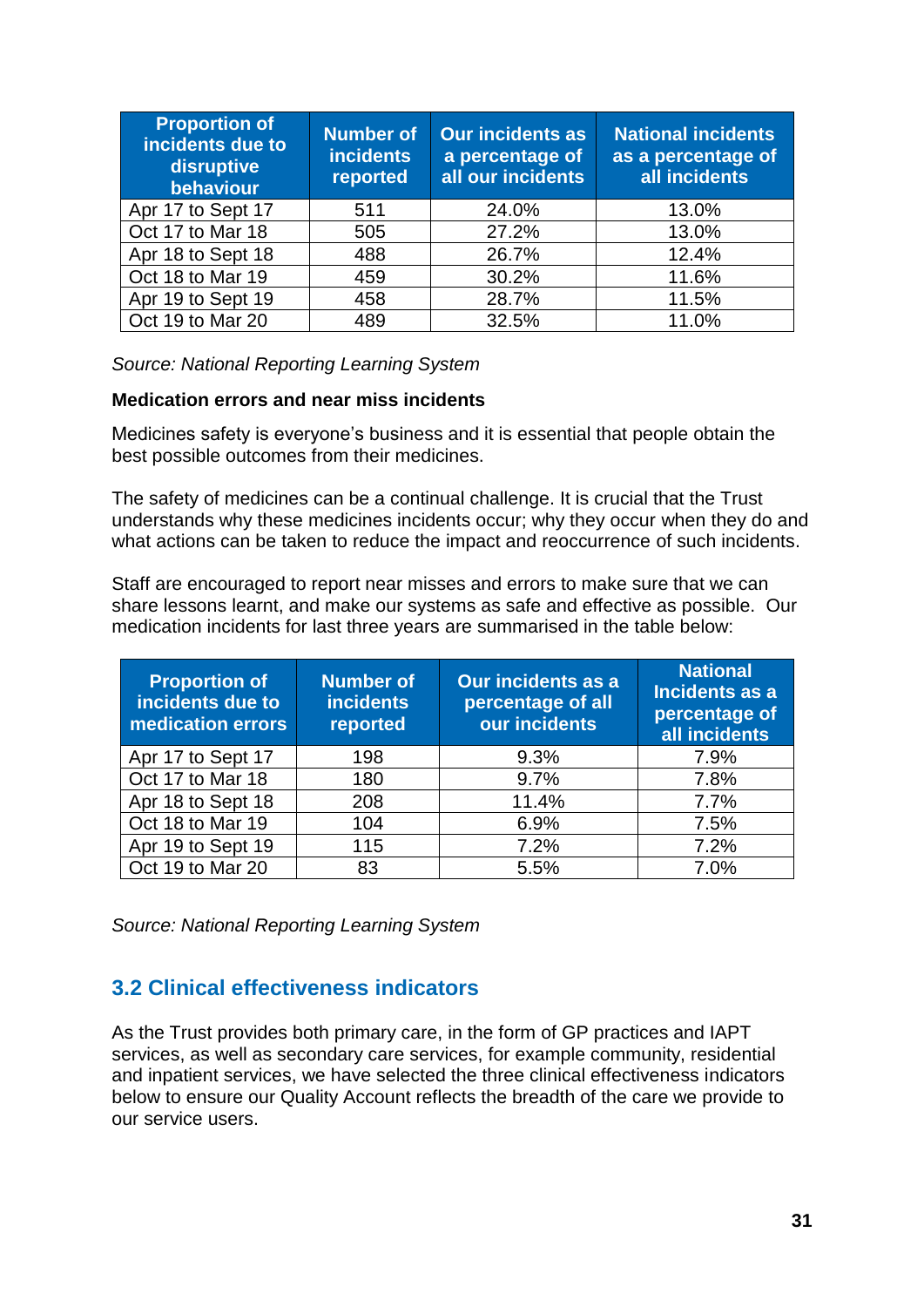| Proportion of incidents due to disruptive behaviour | Number of incidents reported | Our incidents as a percentage of all our incidents | National incidents as a percentage of all incidents |
|---|---|---|---|
| Apr 17 to Sept 17 | 511 | 24.0% | 13.0% |
| Oct 17 to Mar 18 | 505 | 27.2% | 13.0% |
| Apr 18 to Sept 18 | 488 | 26.7% | 12.4% |
| Oct 18 to Mar 19 | 459 | 30.2% | 11.6% |
| Apr 19 to Sept 19 | 458 | 28.7% | 11.5% |
| Oct 19 to Mar 20 | 489 | 32.5% | 11.0% |

*Source: National Reporting Learning System*

**Medication errors and near miss incidents**

Medicines safety is everyone's business and it is essential that people obtain the best possible outcomes from their medicines.

The safety of medicines can be a continual challenge. It is crucial that the Trust understands why these medicines incidents occur; why they occur when they do and what actions can be taken to reduce the impact and reoccurrence of such incidents.

Staff are encouraged to report near misses and errors to make sure that we can share lessons learnt, and make our systems as safe and effective as possible. Our medication incidents for last three years are summarised in the table below:

| Proportion of incidents due to medication errors | Number of incidents reported | Our incidents as a percentage of all our incidents | National Incidents as a percentage of all incidents |
|---|---|---|---|
| Apr 17 to Sept 17 | 198 | 9.3% | 7.9% |
| Oct 17 to Mar 18 | 180 | 9.7% | 7.8% |
| Apr 18 to Sept 18 | 208 | 11.4% | 7.7% |
| Oct 18 to Mar 19 | 104 | 6.9% | 7.5% |
| Apr 19 to Sept 19 | 115 | 7.2% | 7.2% |
| Oct 19 to Mar 20 | 83 | 5.5% | 7.0% |

*Source: National Reporting Learning System*

## 3.2 Clinical effectiveness indicators

As the Trust provides both primary care, in the form of GP practices and IAPT services, as well as secondary care services, for example community, residential and inpatient services, we have selected the three clinical effectiveness indicators below to ensure our Quality Account reflects the breadth of the care we provide to our service users.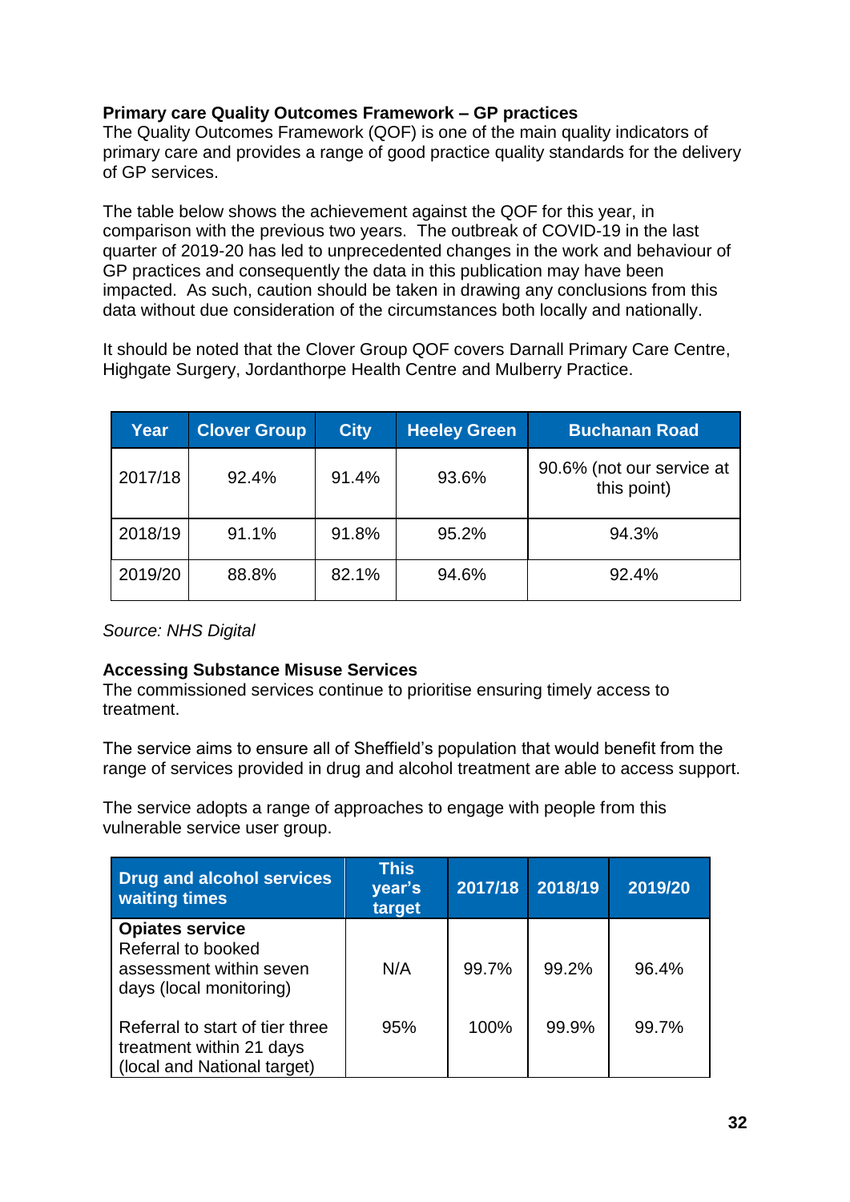**Primary care Quality Outcomes Framework – GP practices**

The Quality Outcomes Framework (QOF) is one of the main quality indicators of primary care and provides a range of good practice quality standards for the delivery of GP services.

The table below shows the achievement against the QOF for this year, in comparison with the previous two years. The outbreak of COVID-19 in the last quarter of 2019-20 has led to unprecedented changes in the work and behaviour of GP practices and consequently the data in this publication may have been impacted. As such, caution should be taken in drawing any conclusions from this data without due consideration of the circumstances both locally and nationally.

It should be noted that the Clover Group QOF covers Darnall Primary Care Centre, Highgate Surgery, Jordanthorpe Health Centre and Mulberry Practice.

| Year | Clover Group | City | Heeley Green | Buchanan Road |
|---|---|---|---|---|
| 2017/18 | 92.4% | 91.4% | 93.6% | 90.6% (not our service at this point) |
| 2018/19 | 91.1% | 91.8% | 95.2% | 94.3% |
| 2019/20 | 88.8% | 82.1% | 94.6% | 92.4% |

*Source: NHS Digital*

**Accessing Substance Misuse Services**

The commissioned services continue to prioritise ensuring timely access to treatment.

The service aims to ensure all of Sheffield's population that would benefit from the range of services provided in drug and alcohol treatment are able to access support.

The service adopts a range of approaches to engage with people from this vulnerable service user group.

| Drug and alcohol services waiting times | This year's target | 2017/18 | 2018/19 | 2019/20 |
|---|---|---|---|---|
| **Opiates service** Referral to booked assessment within seven days (local monitoring) | N/A | 99.7% | 99.2% | 96.4% |
| Referral to start of tier three treatment within 21 days (local and National target) | 95% | 100% | 99.9% | 99.7% |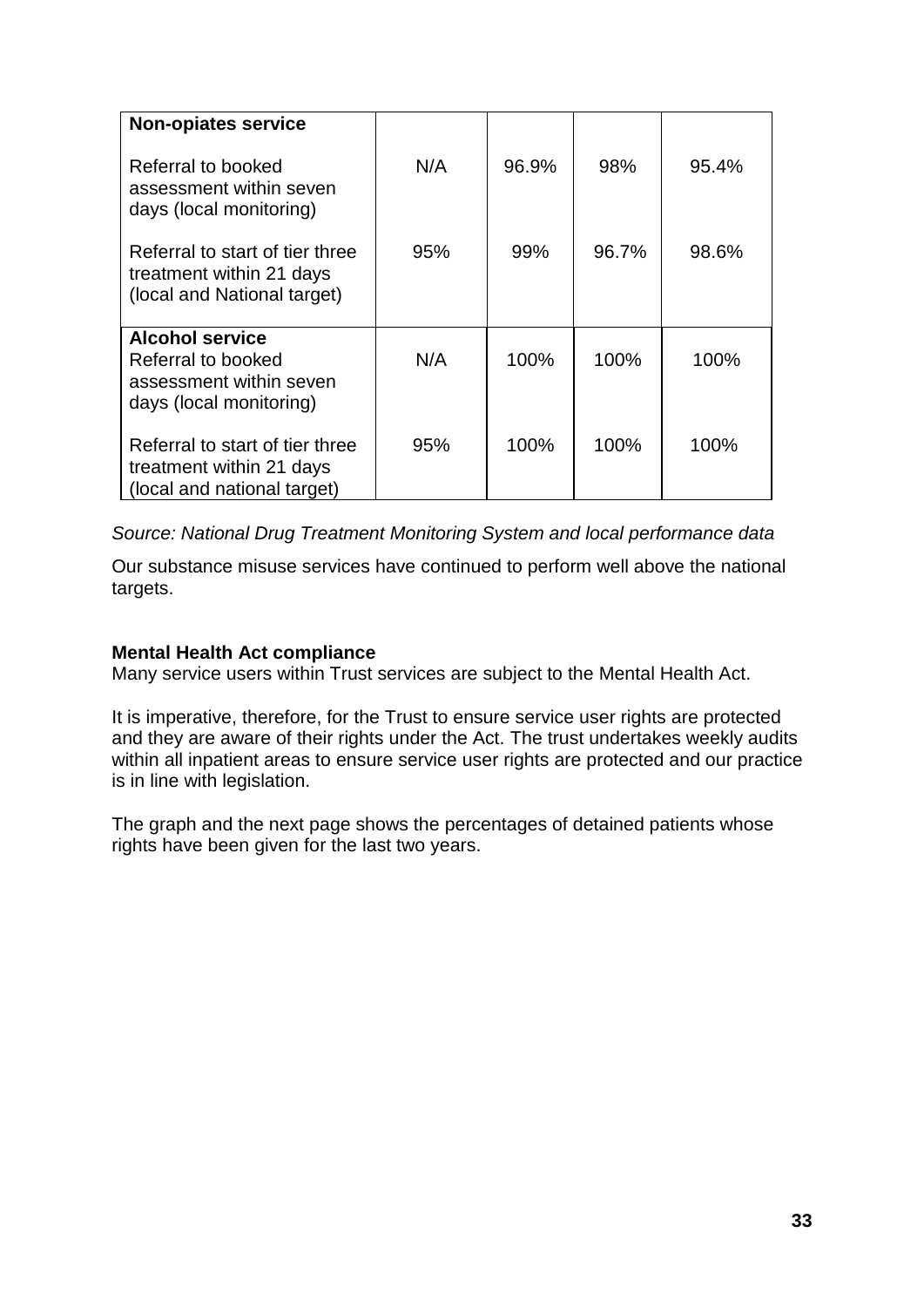| | | | | |
|---|---|---|---|---|
| **Non-opiates service** | | | | |
| Referral to booked assessment within seven days (local monitoring) | N/A | 96.9% | 98% | 95.4% |
| Referral to start of tier three treatment within 21 days (local and National target) | 95% | 99% | 96.7% | 98.6% |
| **Alcohol service** Referral to booked assessment within seven days (local monitoring) | N/A | 100% | 100% | 100% |
| Referral to start of tier three treatment within 21 days (local and national target) | 95% | 100% | 100% | 100% |

*Source: National Drug Treatment Monitoring System and local performance data*

Our substance misuse services have continued to perform well above the national targets.

**Mental Health Act compliance**
Many service users within Trust services are subject to the Mental Health Act.

It is imperative, therefore, for the Trust to ensure service user rights are protected and they are aware of their rights under the Act. The trust undertakes weekly audits within all inpatient areas to ensure service user rights are protected and our practice is in line with legislation.

The graph and the next page shows the percentages of detained patients whose rights have been given for the last two years.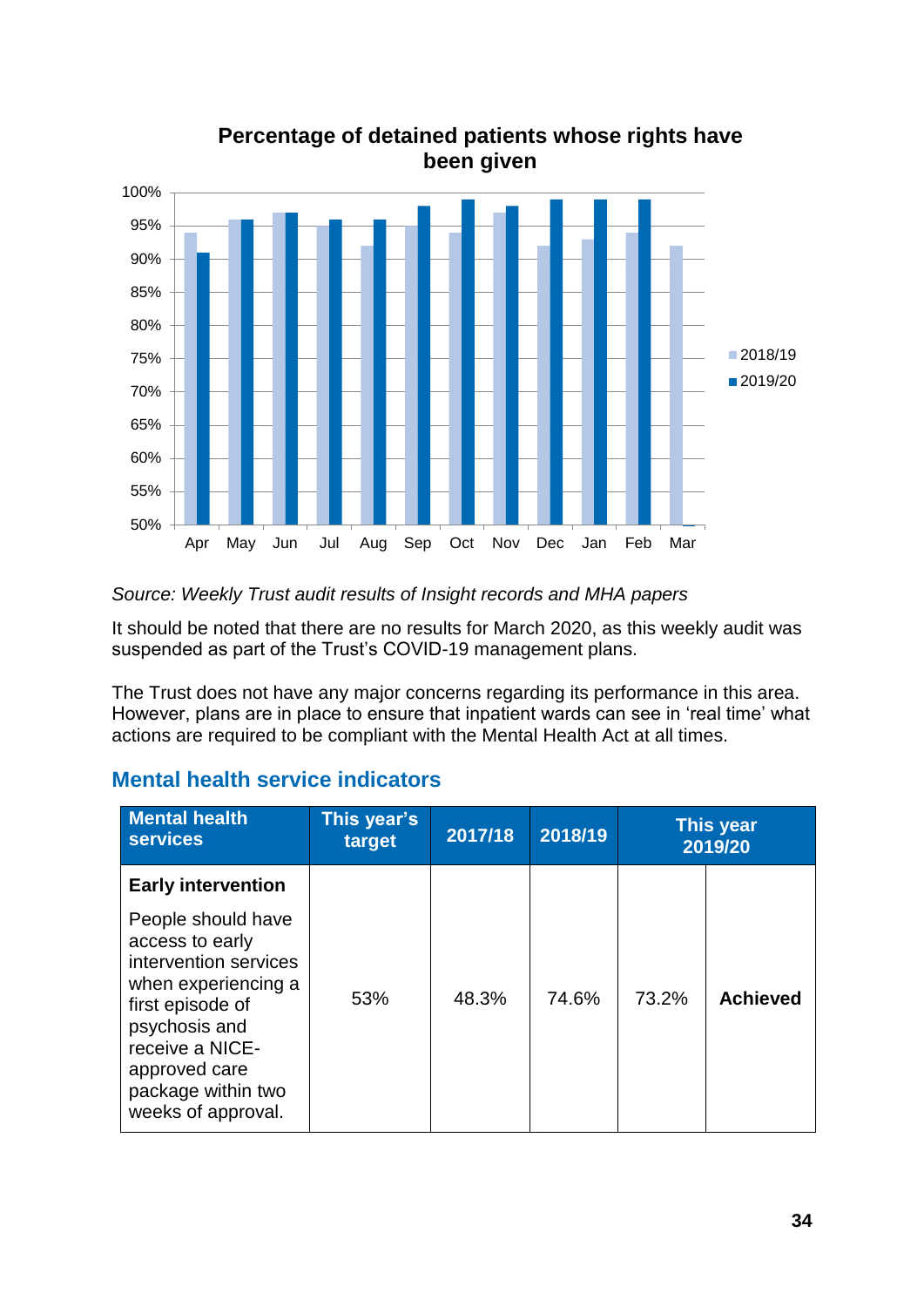**Percentage of detained patients whose rights have been given**

*Source: Weekly Trust audit results of Insight records and MHA papers*

It should be noted that there are no results for March 2020, as this weekly audit was suspended as part of the Trust's COVID-19 management plans.

The Trust does not have any major concerns regarding its performance in this area. However, plans are in place to ensure that inpatient wards can see in 'real time' what actions are required to be compliant with the Mental Health Act at all times.

## Mental health service indicators

| Mental health services | This year's target | 2017/18 | 2018/19 | This year 2019/20 | |
|---|---|---|---|---|---|
| **Early intervention**<br><br>People should have access to early intervention services when experiencing a first episode of psychosis and receive a NICE-approved care package within two weeks of approval. | 53% | 48.3% | 74.6% | 73.2% | **Achieved** |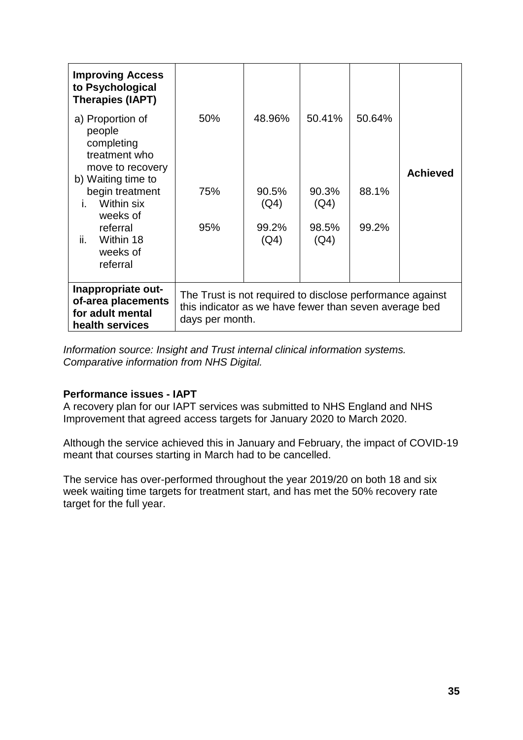| **Improving Access to Psychological Therapies (IAPT)** | | | | | |
|---|---|---|---|---|---|
| a) Proportion of people completing treatment who move to recovery | 50% | 48.96% | 50.41% | 50.64% | **Achieved** |
| b) Waiting time to begin treatment<br>i. Within six weeks of referral | 75% | 90.5% (Q4) | 90.3% (Q4) | 88.1% | |
| ii. Within 18 weeks of referral | 95% | 99.2% (Q4) | 98.5% (Q4) | 99.2% | |
| **Inappropriate out-of-area placements for adult mental health services** | The Trust is not required to disclose performance against this indicator as we have fewer than seven average bed days per month. | | | | |

*Information source: Insight and Trust internal clinical information systems. Comparative information from NHS Digital.*

**Performance issues - IAPT**

A recovery plan for our IAPT services was submitted to NHS England and NHS Improvement that agreed access targets for January 2020 to March 2020.

Although the service achieved this in January and February, the impact of COVID-19 meant that courses starting in March had to be cancelled.

The service has over-performed throughout the year 2019/20 on both 18 and six week waiting time targets for treatment start, and has met the 50% recovery rate target for the full year.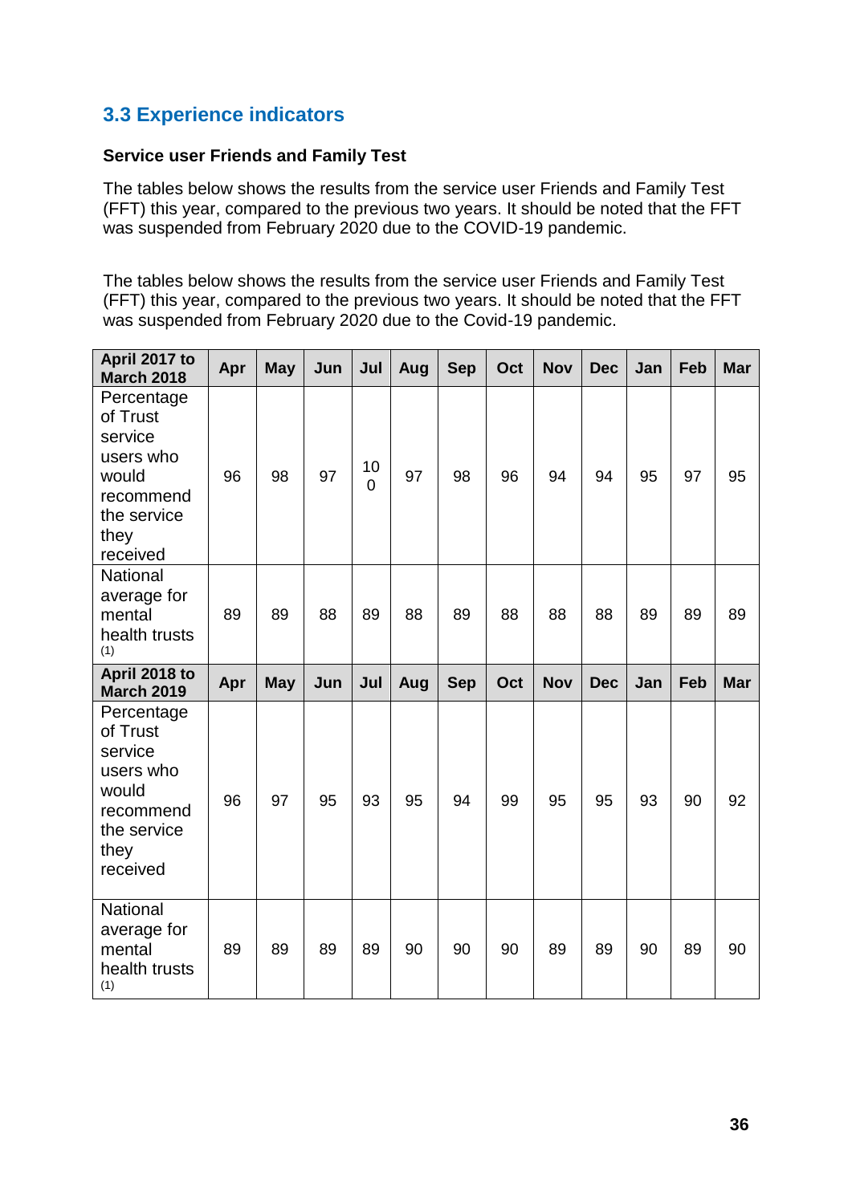### 3.3 Experience indicators

**Service user Friends and Family Test**

The tables below shows the results from the service user Friends and Family Test (FFT) this year, compared to the previous two years. It should be noted that the FFT was suspended from February 2020 due to the COVID-19 pandemic.

The tables below shows the results from the service user Friends and Family Test (FFT) this year, compared to the previous two years. It should be noted that the FFT was suspended from February 2020 due to the Covid-19 pandemic.

| **April 2017 to March 2018** | **Apr** | **May** | **Jun** | **Jul** | **Aug** | **Sep** | **Oct** | **Nov** | **Dec** | **Jan** | **Feb** | **Mar** |
|---|---|---|---|---|---|---|---|---|---|---|---|---|
| Percentage of Trust service users who would recommend the service they received | 96 | 98 | 97 | 100 | 97 | 98 | 96 | 94 | 94 | 95 | 97 | 95 |
| National average for mental health trusts (1) | 89 | 89 | 88 | 89 | 88 | 89 | 88 | 88 | 88 | 89 | 89 | 89 |
| **April 2018 to March 2019** | **Apr** | **May** | **Jun** | **Jul** | **Aug** | **Sep** | **Oct** | **Nov** | **Dec** | **Jan** | **Feb** | **Mar** |
| Percentage of Trust service users who would recommend the service they received | 96 | 97 | 95 | 93 | 95 | 94 | 99 | 95 | 95 | 93 | 90 | 92 |
| National average for mental health trusts (1) | 89 | 89 | 89 | 89 | 90 | 90 | 90 | 89 | 89 | 90 | 89 | 90 |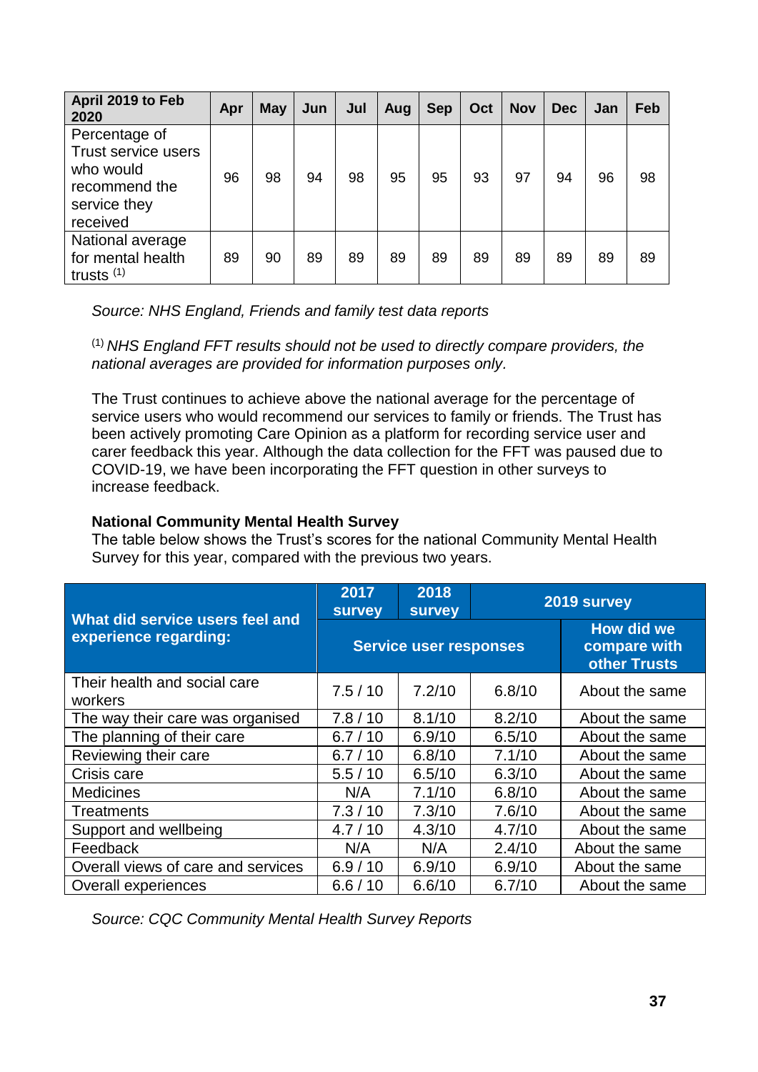| April 2019 to Feb 2020 | Apr | May | Jun | Jul | Aug | Sep | Oct | Nov | Dec | Jan | Feb |
|---|---|---|---|---|---|---|---|---|---|---|---|
| Percentage of Trust service users who would recommend the service they received | 96 | 98 | 94 | 98 | 95 | 95 | 93 | 97 | 94 | 96 | 98 |
| National average for mental health trusts [1] | 89 | 90 | 89 | 89 | 89 | 89 | 89 | 89 | 89 | 89 | 89 |

*Source: NHS England, Friends and family test data reports*

[1] *NHS England FFT results should not be used to directly compare providers, the national averages are provided for information purposes only.*

The Trust continues to achieve above the national average for the percentage of service users who would recommend our services to family or friends. The Trust has been actively promoting Care Opinion as a platform for recording service user and carer feedback this year. Although the data collection for the FFT was paused due to COVID-19, we have been incorporating the FFT question in other surveys to increase feedback.

**National Community Mental Health Survey**

The table below shows the Trust's scores for the national Community Mental Health Survey for this year, compared with the previous two years.

| What did service users feel and experience regarding: | 2017 survey | 2018 survey | 2019 survey | |
|---|---|---|---|---|
| | Service user responses | | | How did we compare with other Trusts |
| Their health and social care workers | 7.5 / 10 | 7.2/10 | 6.8/10 | About the same |
| The way their care was organised | 7.8 / 10 | 8.1/10 | 8.2/10 | About the same |
| The planning of their care | 6.7 / 10 | 6.9/10 | 6.5/10 | About the same |
| Reviewing their care | 6.7 / 10 | 6.8/10 | 7.1/10 | About the same |
| Crisis care | 5.5 / 10 | 6.5/10 | 6.3/10 | About the same |
| Medicines | N/A | 7.1/10 | 6.8/10 | About the same |
| Treatments | 7.3 / 10 | 7.3/10 | 7.6/10 | About the same |
| Support and wellbeing | 4.7 / 10 | 4.3/10 | 4.7/10 | About the same |
| Feedback | N/A | N/A | 2.4/10 | About the same |
| Overall views of care and services | 6.9 / 10 | 6.9/10 | 6.9/10 | About the same |
| Overall experiences | 6.6 / 10 | 6.6/10 | 6.7/10 | About the same |

*Source: CQC Community Mental Health Survey Reports*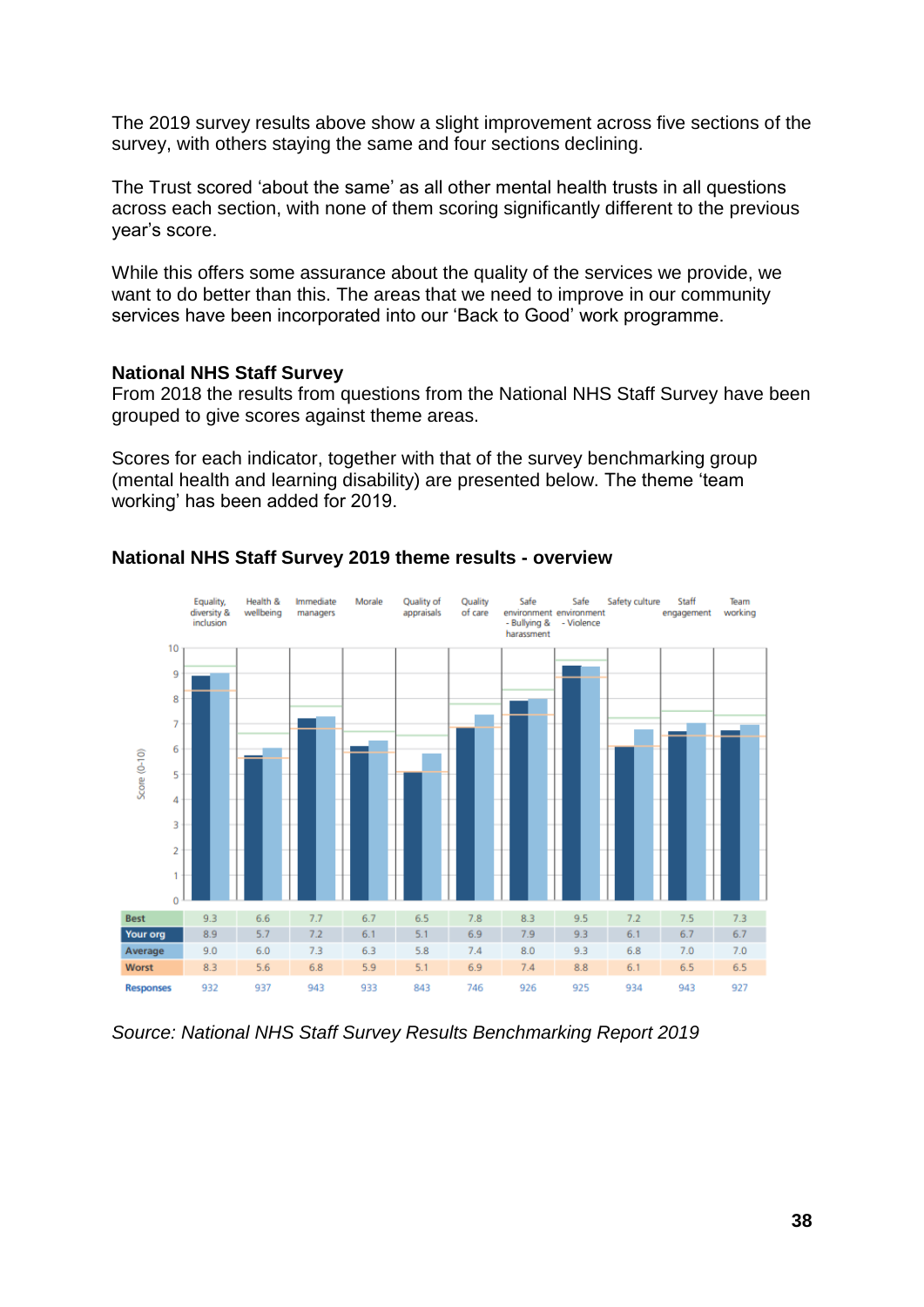The 2019 survey results above show a slight improvement across five sections of the survey, with others staying the same and four sections declining.

The Trust scored 'about the same' as all other mental health trusts in all questions across each section, with none of them scoring significantly different to the previous year's score.

While this offers some assurance about the quality of the services we provide, we want to do better than this. The areas that we need to improve in our community services have been incorporated into our 'Back to Good' work programme.

**National NHS Staff Survey**

From 2018 the results from questions from the National NHS Staff Survey have been grouped to give scores against theme areas.

Scores for each indicator, together with that of the survey benchmarking group (mental health and learning disability) are presented below. The theme 'team working' has been added for 2019.

**National NHS Staff Survey 2019 theme results - overview**

| | Equality, diversity & inclusion | Health & wellbeing | Immediate managers | Morale | Quality of appraisals | Quality of care | Safe environment - Bullying & harassment | Safe environment - Violence | Safety culture | Staff engagement | Team working |
|---|---|---|---|---|---|---|---|---|---|---|---|
| Best | 9.3 | 6.6 | 7.7 | 6.7 | 6.5 | 7.8 | 8.3 | 9.5 | 7.2 | 7.5 | 7.3 |
| Your org | 8.9 | 5.7 | 7.2 | 6.1 | 5.1 | 6.9 | 7.9 | 9.3 | 6.1 | 6.7 | 6.7 |
| Average | 9.0 | 6.0 | 7.3 | 6.3 | 5.8 | 7.4 | 8.0 | 9.3 | 6.8 | 7.0 | 7.0 |
| Worst | 8.3 | 5.6 | 6.8 | 5.9 | 5.1 | 6.9 | 7.4 | 8.8 | 6.1 | 6.5 | 6.5 |
| Responses | 932 | 937 | 943 | 933 | 843 | 746 | 926 | 925 | 934 | 943 | 927 |

*Source: National NHS Staff Survey Results Benchmarking Report 2019*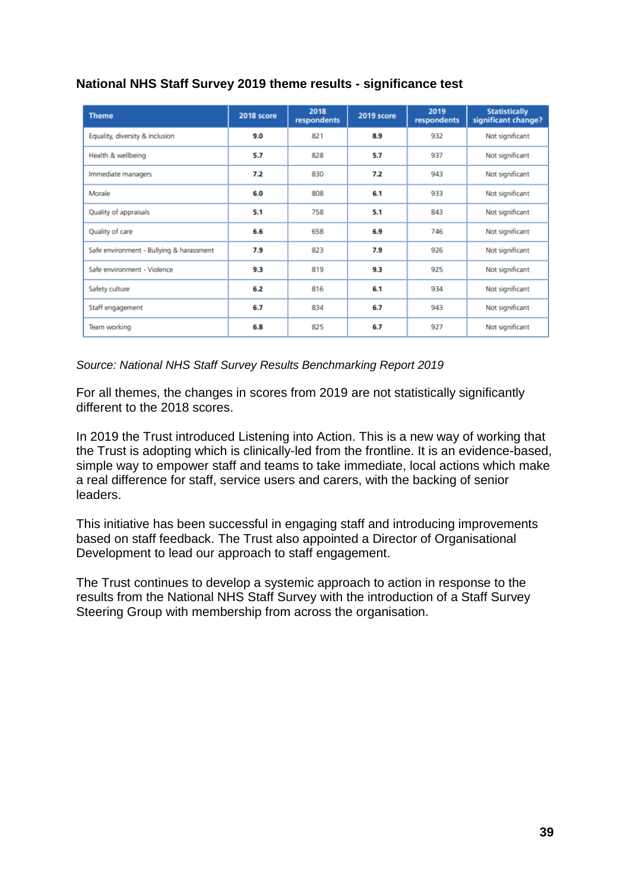**National NHS Staff Survey 2019 theme results - significance test**

| Theme | 2018 score | 2018 respondents | 2019 score | 2019 respondents | Statistically significant change? |
|---|---|---|---|---|---|
| Equality, diversity & inclusion | **9.0** | 821 | **8.9** | 932 | Not significant |
| Health & wellbeing | **5.7** | 828 | **5.7** | 937 | Not significant |
| Immediate managers | **7.2** | 830 | **7.2** | 943 | Not significant |
| Morale | **6.0** | 808 | **6.1** | 933 | Not significant |
| Quality of appraisals | **5.1** | 758 | **5.1** | 843 | Not significant |
| Quality of care | **6.6** | 658 | **6.9** | 746 | Not significant |
| Safe environment - Bullying & harassment | **7.9** | 823 | **7.9** | 926 | Not significant |
| Safe environment - Violence | **9.3** | 819 | **9.3** | 925 | Not significant |
| Safety culture | **6.2** | 816 | **6.1** | 934 | Not significant |
| Staff engagement | **6.7** | 834 | **6.7** | 943 | Not significant |
| Team working | **6.8** | 825 | **6.7** | 927 | Not significant |

*Source: National NHS Staff Survey Results Benchmarking Report 2019*

For all themes, the changes in scores from 2019 are not statistically significantly different to the 2018 scores.

In 2019 the Trust introduced Listening into Action. This is a new way of working that the Trust is adopting which is clinically-led from the frontline. It is an evidence-based, simple way to empower staff and teams to take immediate, local actions which make a real difference for staff, service users and carers, with the backing of senior leaders.

This initiative has been successful in engaging staff and introducing improvements based on staff feedback. The Trust also appointed a Director of Organisational Development to lead our approach to staff engagement.

The Trust continues to develop a systemic approach to action in response to the results from the National NHS Staff Survey with the introduction of a Staff Survey Steering Group with membership from across the organisation.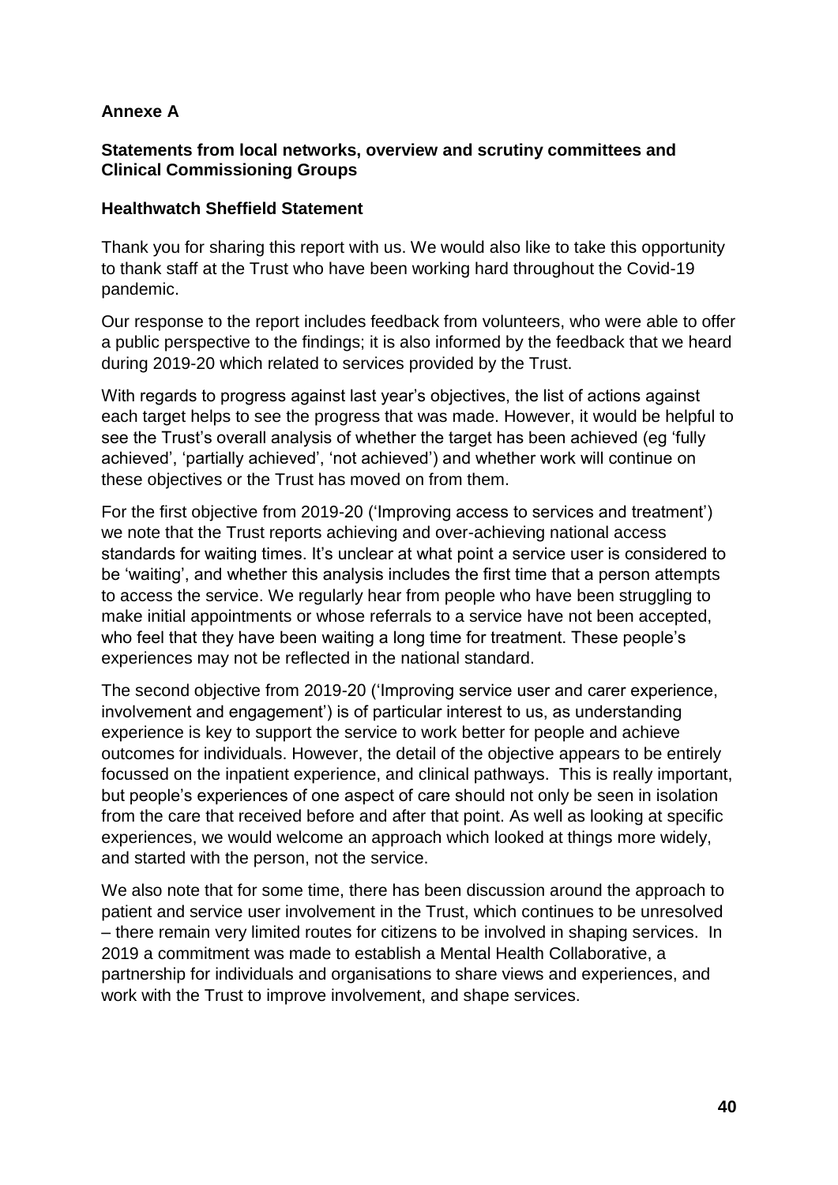**Annexe A**

**Statements from local networks, overview and scrutiny committees and Clinical Commissioning Groups**

**Healthwatch Sheffield Statement**

Thank you for sharing this report with us. We would also like to take this opportunity to thank staff at the Trust who have been working hard throughout the Covid-19 pandemic.

Our response to the report includes feedback from volunteers, who were able to offer a public perspective to the findings; it is also informed by the feedback that we heard during 2019-20 which related to services provided by the Trust.

With regards to progress against last year's objectives, the list of actions against each target helps to see the progress that was made. However, it would be helpful to see the Trust's overall analysis of whether the target has been achieved (eg 'fully achieved', 'partially achieved', 'not achieved') and whether work will continue on these objectives or the Trust has moved on from them.

For the first objective from 2019-20 ('Improving access to services and treatment') we note that the Trust reports achieving and over-achieving national access standards for waiting times. It's unclear at what point a service user is considered to be 'waiting', and whether this analysis includes the first time that a person attempts to access the service. We regularly hear from people who have been struggling to make initial appointments or whose referrals to a service have not been accepted, who feel that they have been waiting a long time for treatment. These people's experiences may not be reflected in the national standard.

The second objective from 2019-20 ('Improving service user and carer experience, involvement and engagement') is of particular interest to us, as understanding experience is key to support the service to work better for people and achieve outcomes for individuals. However, the detail of the objective appears to be entirely focussed on the inpatient experience, and clinical pathways. This is really important, but people's experiences of one aspect of care should not only be seen in isolation from the care that received before and after that point. As well as looking at specific experiences, we would welcome an approach which looked at things more widely, and started with the person, not the service.

We also note that for some time, there has been discussion around the approach to patient and service user involvement in the Trust, which continues to be unresolved – there remain very limited routes for citizens to be involved in shaping services. In 2019 a commitment was made to establish a Mental Health Collaborative, a partnership for individuals and organisations to share views and experiences, and work with the Trust to improve involvement, and shape services.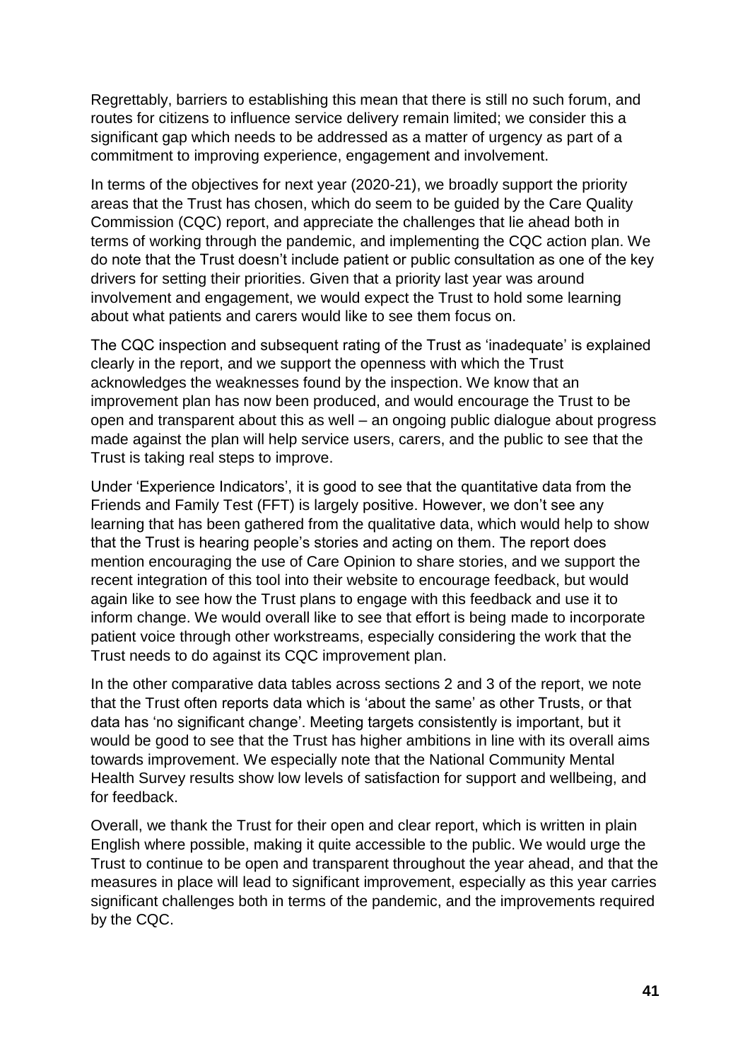Regrettably, barriers to establishing this mean that there is still no such forum, and routes for citizens to influence service delivery remain limited; we consider this a significant gap which needs to be addressed as a matter of urgency as part of a commitment to improving experience, engagement and involvement.

In terms of the objectives for next year (2020-21), we broadly support the priority areas that the Trust has chosen, which do seem to be guided by the Care Quality Commission (CQC) report, and appreciate the challenges that lie ahead both in terms of working through the pandemic, and implementing the CQC action plan. We do note that the Trust doesn't include patient or public consultation as one of the key drivers for setting their priorities. Given that a priority last year was around involvement and engagement, we would expect the Trust to hold some learning about what patients and carers would like to see them focus on.

The CQC inspection and subsequent rating of the Trust as 'inadequate' is explained clearly in the report, and we support the openness with which the Trust acknowledges the weaknesses found by the inspection. We know that an improvement plan has now been produced, and would encourage the Trust to be open and transparent about this as well – an ongoing public dialogue about progress made against the plan will help service users, carers, and the public to see that the Trust is taking real steps to improve.

Under 'Experience Indicators', it is good to see that the quantitative data from the Friends and Family Test (FFT) is largely positive. However, we don't see any learning that has been gathered from the qualitative data, which would help to show that the Trust is hearing people's stories and acting on them. The report does mention encouraging the use of Care Opinion to share stories, and we support the recent integration of this tool into their website to encourage feedback, but would again like to see how the Trust plans to engage with this feedback and use it to inform change. We would overall like to see that effort is being made to incorporate patient voice through other workstreams, especially considering the work that the Trust needs to do against its CQC improvement plan.

In the other comparative data tables across sections 2 and 3 of the report, we note that the Trust often reports data which is 'about the same' as other Trusts, or that data has 'no significant change'. Meeting targets consistently is important, but it would be good to see that the Trust has higher ambitions in line with its overall aims towards improvement. We especially note that the National Community Mental Health Survey results show low levels of satisfaction for support and wellbeing, and for feedback.

Overall, we thank the Trust for their open and clear report, which is written in plain English where possible, making it quite accessible to the public. We would urge the Trust to continue to be open and transparent throughout the year ahead, and that the measures in place will lead to significant improvement, especially as this year carries significant challenges both in terms of the pandemic, and the improvements required by the CQC.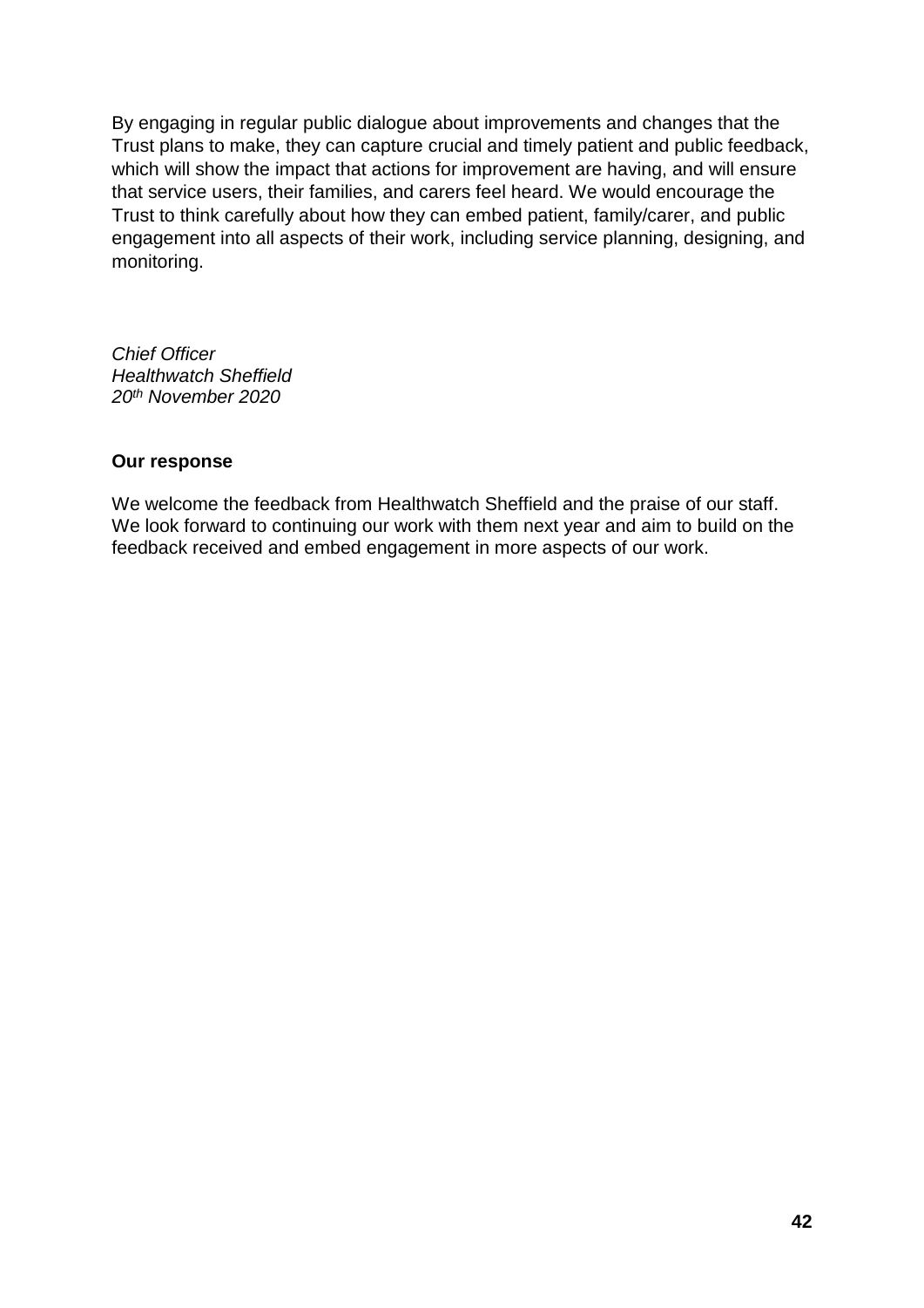By engaging in regular public dialogue about improvements and changes that the Trust plans to make, they can capture crucial and timely patient and public feedback, which will show the impact that actions for improvement are having, and will ensure that service users, their families, and carers feel heard. We would encourage the Trust to think carefully about how they can embed patient, family/carer, and public engagement into all aspects of their work, including service planning, designing, and monitoring.

*Chief Officer*
*Healthwatch Sheffield*
*20th November 2020*

**Our response**

We welcome the feedback from Healthwatch Sheffield and the praise of our staff. We look forward to continuing our work with them next year and aim to build on the feedback received and embed engagement in more aspects of our work.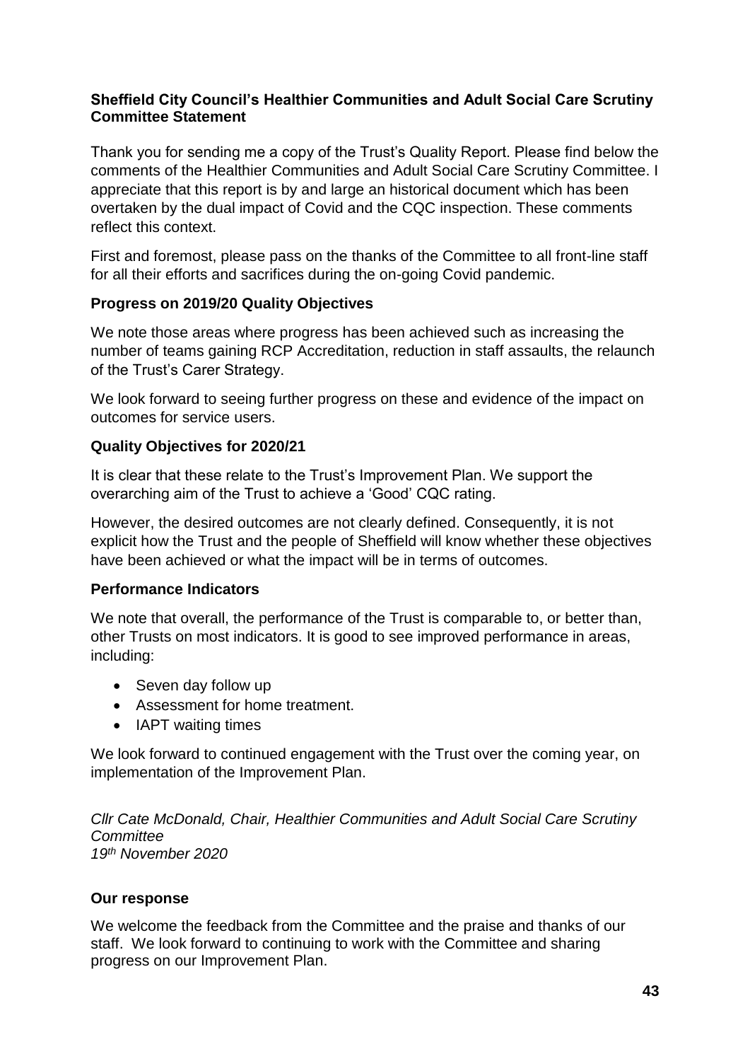**Sheffield City Council's Healthier Communities and Adult Social Care Scrutiny Committee Statement**

Thank you for sending me a copy of the Trust's Quality Report. Please find below the comments of the Healthier Communities and Adult Social Care Scrutiny Committee. I appreciate that this report is by and large an historical document which has been overtaken by the dual impact of Covid and the CQC inspection. These comments reflect this context.

First and foremost, please pass on the thanks of the Committee to all front-line staff for all their efforts and sacrifices during the on-going Covid pandemic.

**Progress on 2019/20 Quality Objectives**

We note those areas where progress has been achieved such as increasing the number of teams gaining RCP Accreditation, reduction in staff assaults, the relaunch of the Trust's Carer Strategy.

We look forward to seeing further progress on these and evidence of the impact on outcomes for service users.

**Quality Objectives for 2020/21**

It is clear that these relate to the Trust's Improvement Plan. We support the overarching aim of the Trust to achieve a 'Good' CQC rating.

However, the desired outcomes are not clearly defined. Consequently, it is not explicit how the Trust and the people of Sheffield will know whether these objectives have been achieved or what the impact will be in terms of outcomes.

**Performance Indicators**

We note that overall, the performance of the Trust is comparable to, or better than, other Trusts on most indicators. It is good to see improved performance in areas, including:

- Seven day follow up
- Assessment for home treatment.
- IAPT waiting times

We look forward to continued engagement with the Trust over the coming year, on implementation of the Improvement Plan.

*Cllr Cate McDonald, Chair, Healthier Communities and Adult Social Care Scrutiny Committee*
*19th November 2020*

**Our response**

We welcome the feedback from the Committee and the praise and thanks of our staff. We look forward to continuing to work with the Committee and sharing progress on our Improvement Plan.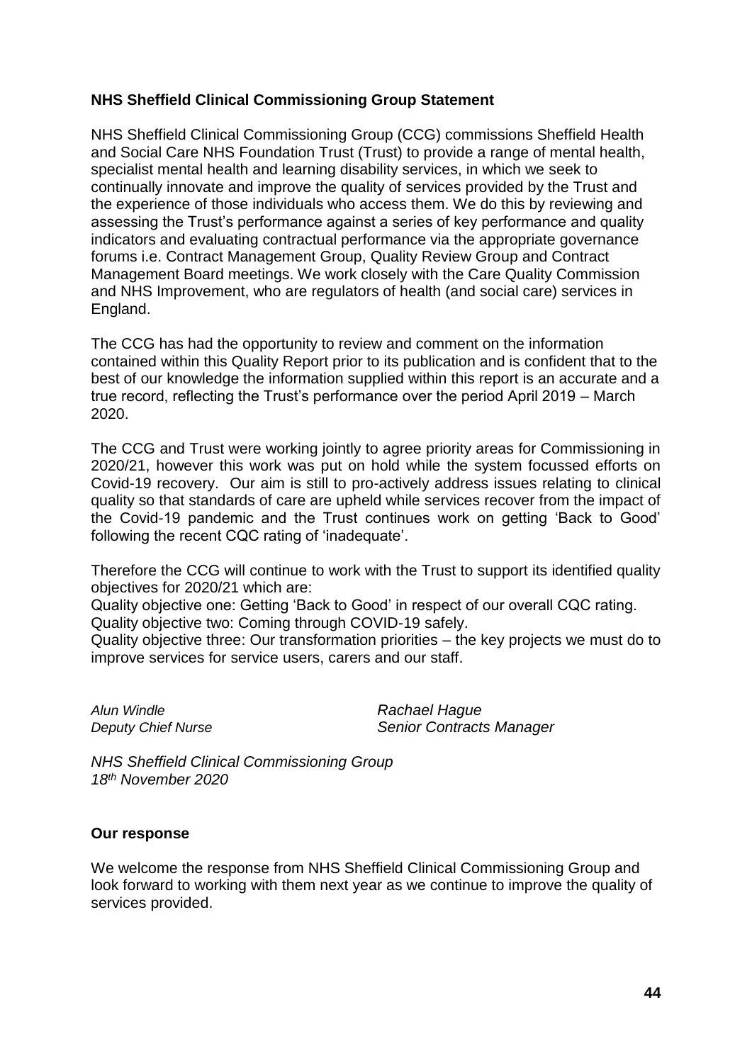**NHS Sheffield Clinical Commissioning Group Statement**

NHS Sheffield Clinical Commissioning Group (CCG) commissions Sheffield Health and Social Care NHS Foundation Trust (Trust) to provide a range of mental health, specialist mental health and learning disability services, in which we seek to continually innovate and improve the quality of services provided by the Trust and the experience of those individuals who access them. We do this by reviewing and assessing the Trust's performance against a series of key performance and quality indicators and evaluating contractual performance via the appropriate governance forums i.e. Contract Management Group, Quality Review Group and Contract Management Board meetings. We work closely with the Care Quality Commission and NHS Improvement, who are regulators of health (and social care) services in England.

The CCG has had the opportunity to review and comment on the information contained within this Quality Report prior to its publication and is confident that to the best of our knowledge the information supplied within this report is an accurate and a true record, reflecting the Trust's performance over the period April 2019 – March 2020.

The CCG and Trust were working jointly to agree priority areas for Commissioning in 2020/21, however this work was put on hold while the system focussed efforts on Covid-19 recovery. Our aim is still to pro-actively address issues relating to clinical quality so that standards of care are upheld while services recover from the impact of the Covid-19 pandemic and the Trust continues work on getting 'Back to Good' following the recent CQC rating of 'inadequate'.

Therefore the CCG will continue to work with the Trust to support its identified quality objectives for 2020/21 which are:

Quality objective one: Getting 'Back to Good' in respect of our overall CQC rating.
Quality objective two: Coming through COVID-19 safely.
Quality objective three: Our transformation priorities – the key projects we must do to improve services for service users, carers and our staff.

*Alun Windle*
*Deputy Chief Nurse*

*Rachael Hague*
*Senior Contracts Manager*

*NHS Sheffield Clinical Commissioning Group*
*18th November 2020*

**Our response**

We welcome the response from NHS Sheffield Clinical Commissioning Group and look forward to working with them next year as we continue to improve the quality of services provided.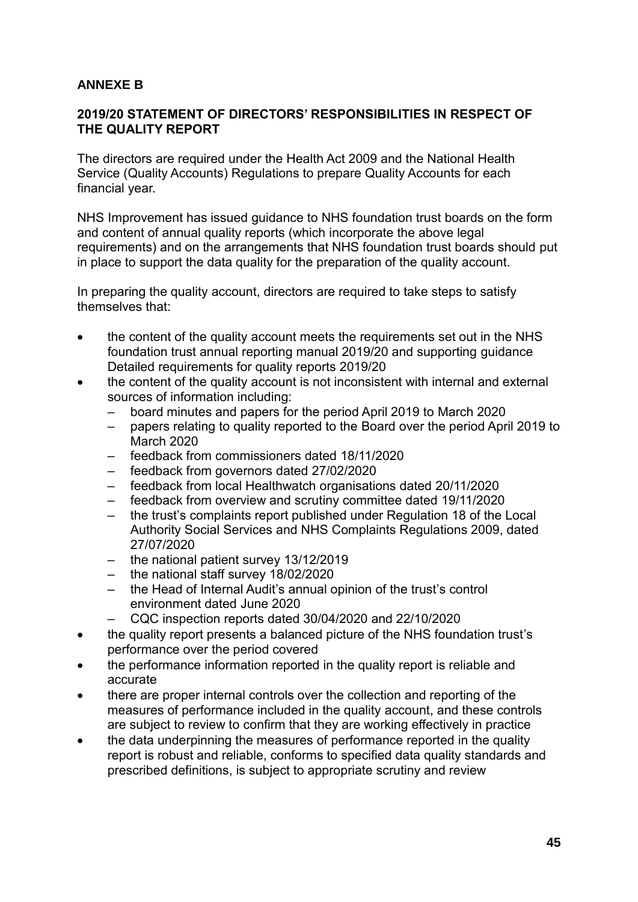**ANNEXE B**

**2019/20 STATEMENT OF DIRECTORS' RESPONSIBILITIES IN RESPECT OF THE QUALITY REPORT**

The directors are required under the Health Act 2009 and the National Health Service (Quality Accounts) Regulations to prepare Quality Accounts for each financial year.

NHS Improvement has issued guidance to NHS foundation trust boards on the form and content of annual quality reports (which incorporate the above legal requirements) and on the arrangements that NHS foundation trust boards should put in place to support the data quality for the preparation of the quality account.

In preparing the quality account, directors are required to take steps to satisfy themselves that:

- the content of the quality account meets the requirements set out in the NHS foundation trust annual reporting manual 2019/20 and supporting guidance Detailed requirements for quality reports 2019/20
- the content of the quality account is not inconsistent with internal and external sources of information including:
  - board minutes and papers for the period April 2019 to March 2020
  - papers relating to quality reported to the Board over the period April 2019 to March 2020
  - feedback from commissioners dated 18/11/2020
  - feedback from governors dated 27/02/2020
  - feedback from local Healthwatch organisations dated 20/11/2020
  - feedback from overview and scrutiny committee dated 19/11/2020
  - the trust's complaints report published under Regulation 18 of the Local Authority Social Services and NHS Complaints Regulations 2009, dated 27/07/2020
  - the national patient survey 13/12/2019
  - the national staff survey 18/02/2020
  - the Head of Internal Audit's annual opinion of the trust's control environment dated June 2020
  - CQC inspection reports dated 30/04/2020 and 22/10/2020
- the quality report presents a balanced picture of the NHS foundation trust's performance over the period covered
- the performance information reported in the quality report is reliable and accurate
- there are proper internal controls over the collection and reporting of the measures of performance included in the quality account, and these controls are subject to review to confirm that they are working effectively in practice
- the data underpinning the measures of performance reported in the quality report is robust and reliable, conforms to specified data quality standards and prescribed definitions, is subject to appropriate scrutiny and review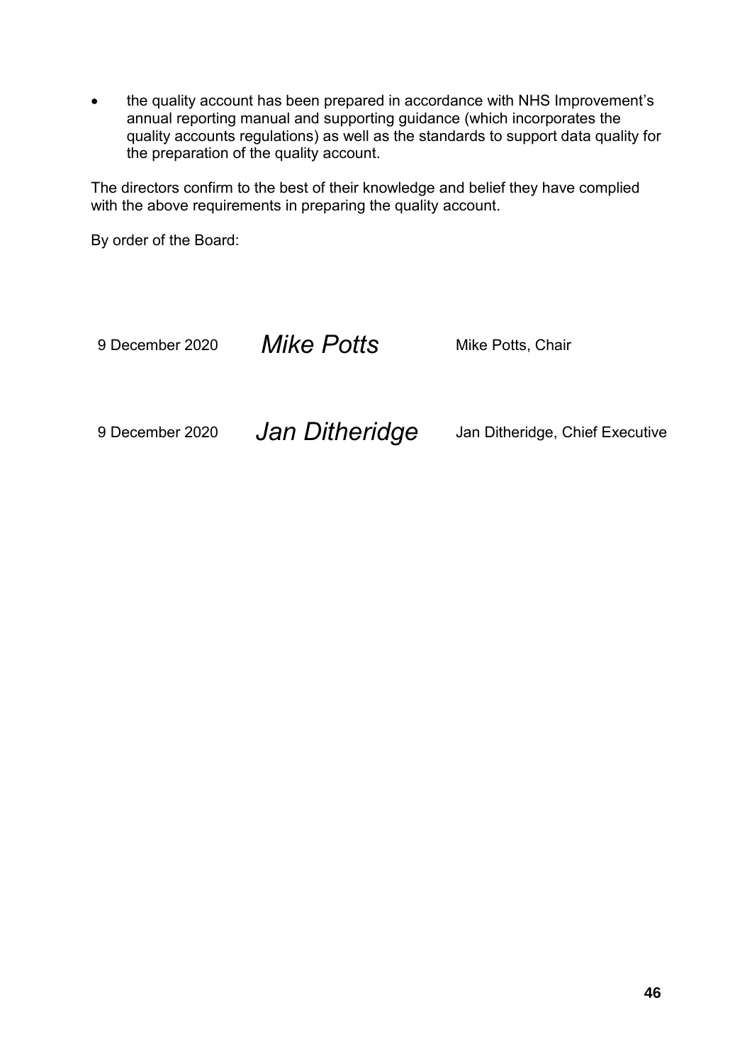- the quality account has been prepared in accordance with NHS Improvement's annual reporting manual and supporting guidance (which incorporates the quality accounts regulations) as well as the standards to support data quality for the preparation of the quality account.

The directors confirm to the best of their knowledge and belief they have complied with the above requirements in preparing the quality account.

By order of the Board:

| | | |
|---|---|---|
| 9 December 2020 | *Mike Potts* | Mike Potts, Chair |
| 9 December 2020 | *Jan Ditheridge* | Jan Ditheridge, Chief Executive |